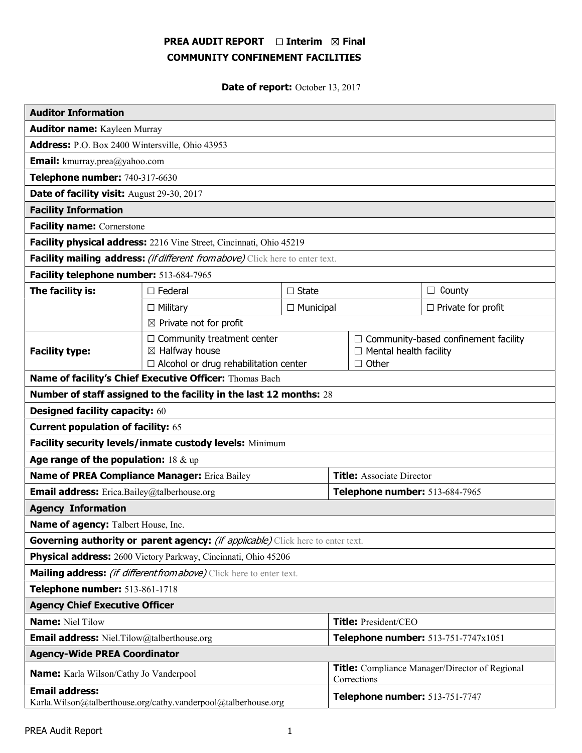# PREA AUDIT REPORT ☐ Interim ☒ Final
## COMMUNITY CONFINEMENT FACILITIES

**Date of report:** October 13, 2017

| **Auditor Information** | | | |
|---|---|---|---|
| **Auditor name:** Kayleen Murray | | | |
| **Address:** P.O. Box 2400 Wintersville, Ohio 43953 | | | |
| **Email:** kmurray.prea@yahoo.com | | | |
| **Telephone number:** 740-317-6630 | | | |
| **Date of facility visit:** August 29-30, 2017 | | | |
| **Facility Information** | | | |
| **Facility name:** Cornerstone | | | |
| **Facility physical address:** 2216 Vine Street, Cincinnati, Ohio 45219 | | | |
| **Facility mailing address:** *(if different from above)* Click here to enter text. | | | |
| **Facility telephone number:** 513-684-7965 | | | |
| **The facility is:** | ☐ Federal | ☐ State | ☐ County |
| | ☐ Military | ☐ Municipal | ☐ Private for profit |
| | ☒ Private not for profit | | |
| **Facility type:** | ☐ Community treatment center<br>☒ Halfway house<br>☐ Alcohol or drug rehabilitation center | ☐ Community-based confinement facility<br>☐ Mental health facility<br>☐ Other | |
| **Name of facility's Chief Executive Officer:** Thomas Bach | | | |
| **Number of staff assigned to the facility in the last 12 months:** 28 | | | |
| **Designed facility capacity:** 60 | | | |
| **Current population of facility:** 65 | | | |
| **Facility security levels/inmate custody levels:** Minimum | | | |
| **Age range of the population:** 18 & up | | | |
| **Name of PREA Compliance Manager:** Erica Bailey | | **Title:** Associate Director | |
| **Email address:** Erica.Bailey@talberhouse.org | | **Telephone number:** 513-684-7965 | |
| **Agency Information** | | | |
| **Name of agency:** Talbert House, Inc. | | | |
| **Governing authority or parent agency:** *(if applicable)* Click here to enter text. | | | |
| **Physical address:** 2600 Victory Parkway, Cincinnati, Ohio 45206 | | | |
| **Mailing address:** *(if different from above)* Click here to enter text. | | | |
| **Telephone number:** 513-861-1718 | | | |
| **Agency Chief Executive Officer** | | | |
| **Name:** Niel Tilow | | **Title:** President/CEO | |
| **Email address:** Niel.Tilow@talberthouse.org | | **Telephone number:** 513-751-7747x1051 | |
| **Agency-Wide PREA Coordinator** | | | |
| **Name:** Karla Wilson/Cathy Jo Vanderpool | | **Title:** Compliance Manager/Director of Regional Corrections | |
| **Email address:** Karla.Wilson@talberthouse.org/cathy.vanderpool@talberhouse.org | | **Telephone number:** 513-751-7747 | |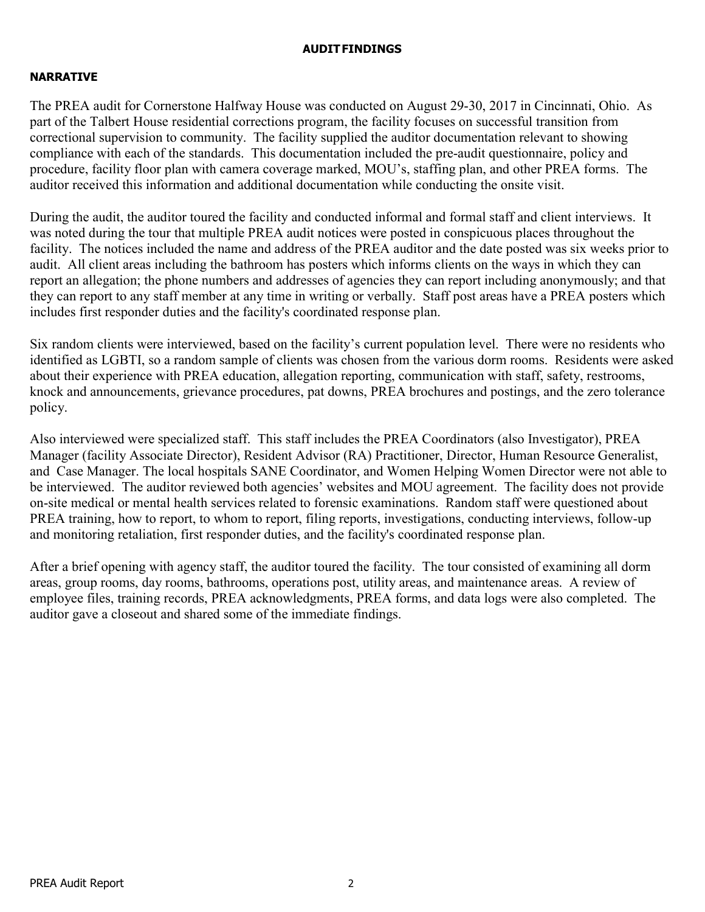## AUDIT FINDINGS

### NARRATIVE

The PREA audit for Cornerstone Halfway House was conducted on August 29-30, 2017 in Cincinnati, Ohio. As part of the Talbert House residential corrections program, the facility focuses on successful transition from correctional supervision to community. The facility supplied the auditor documentation relevant to showing compliance with each of the standards. This documentation included the pre-audit questionnaire, policy and procedure, facility floor plan with camera coverage marked, MOU's, staffing plan, and other PREA forms. The auditor received this information and additional documentation while conducting the onsite visit.

During the audit, the auditor toured the facility and conducted informal and formal staff and client interviews. It was noted during the tour that multiple PREA audit notices were posted in conspicuous places throughout the facility. The notices included the name and address of the PREA auditor and the date posted was six weeks prior to audit. All client areas including the bathroom has posters which informs clients on the ways in which they can report an allegation; the phone numbers and addresses of agencies they can report including anonymously; and that they can report to any staff member at any time in writing or verbally. Staff post areas have a PREA posters which includes first responder duties and the facility's coordinated response plan.

Six random clients were interviewed, based on the facility's current population level. There were no residents who identified as LGBTI, so a random sample of clients was chosen from the various dorm rooms. Residents were asked about their experience with PREA education, allegation reporting, communication with staff, safety, restrooms, knock and announcements, grievance procedures, pat downs, PREA brochures and postings, and the zero tolerance policy.

Also interviewed were specialized staff. This staff includes the PREA Coordinators (also Investigator), PREA Manager (facility Associate Director), Resident Advisor (RA) Practitioner, Director, Human Resource Generalist, and Case Manager. The local hospitals SANE Coordinator, and Women Helping Women Director were not able to be interviewed. The auditor reviewed both agencies' websites and MOU agreement. The facility does not provide on-site medical or mental health services related to forensic examinations. Random staff were questioned about PREA training, how to report, to whom to report, filing reports, investigations, conducting interviews, follow-up and monitoring retaliation, first responder duties, and the facility's coordinated response plan.

After a brief opening with agency staff, the auditor toured the facility. The tour consisted of examining all dorm areas, group rooms, day rooms, bathrooms, operations post, utility areas, and maintenance areas. A review of employee files, training records, PREA acknowledgments, PREA forms, and data logs were also completed. The auditor gave a closeout and shared some of the immediate findings.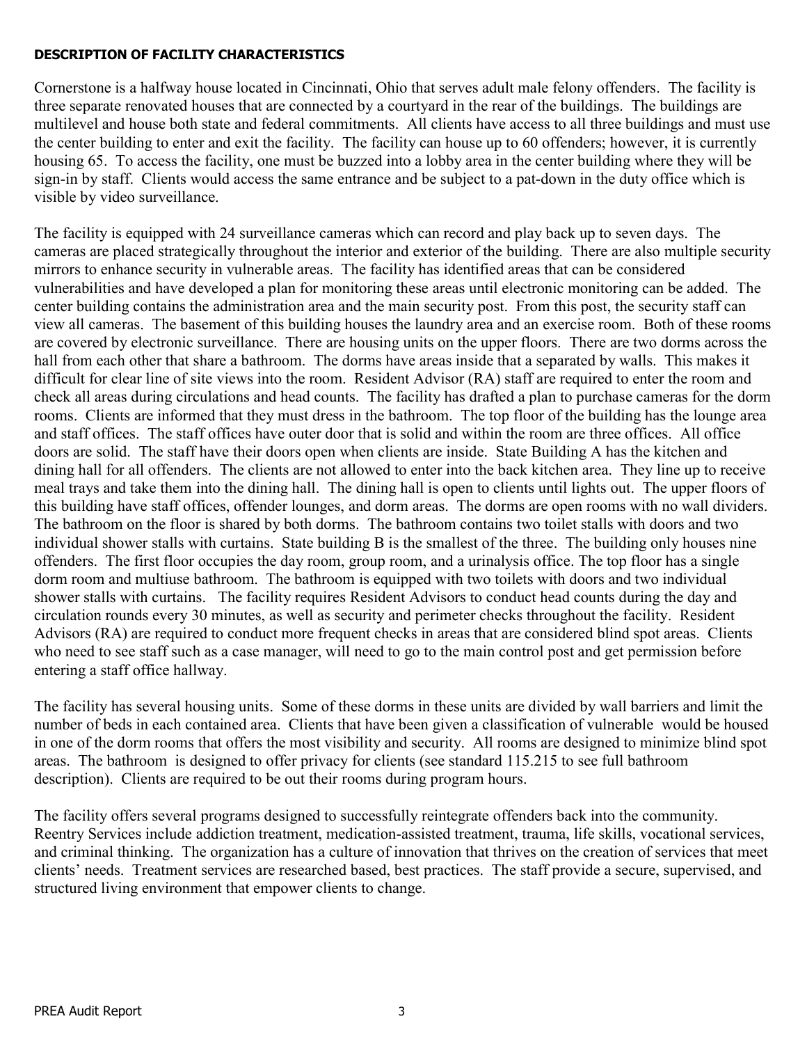**DESCRIPTION OF FACILITY CHARACTERISTICS**

Cornerstone is a halfway house located in Cincinnati, Ohio that serves adult male felony offenders. The facility is three separate renovated houses that are connected by a courtyard in the rear of the buildings. The buildings are multilevel and house both state and federal commitments. All clients have access to all three buildings and must use the center building to enter and exit the facility. The facility can house up to 60 offenders; however, it is currently housing 65. To access the facility, one must be buzzed into a lobby area in the center building where they will be sign-in by staff. Clients would access the same entrance and be subject to a pat-down in the duty office which is visible by video surveillance.

The facility is equipped with 24 surveillance cameras which can record and play back up to seven days. The cameras are placed strategically throughout the interior and exterior of the building. There are also multiple security mirrors to enhance security in vulnerable areas. The facility has identified areas that can be considered vulnerabilities and have developed a plan for monitoring these areas until electronic monitoring can be added. The center building contains the administration area and the main security post. From this post, the security staff can view all cameras. The basement of this building houses the laundry area and an exercise room. Both of these rooms are covered by electronic surveillance. There are housing units on the upper floors. There are two dorms across the hall from each other that share a bathroom. The dorms have areas inside that a separated by walls. This makes it difficult for clear line of site views into the room. Resident Advisor (RA) staff are required to enter the room and check all areas during circulations and head counts. The facility has drafted a plan to purchase cameras for the dorm rooms. Clients are informed that they must dress in the bathroom. The top floor of the building has the lounge area and staff offices. The staff offices have outer door that is solid and within the room are three offices. All office doors are solid. The staff have their doors open when clients are inside. State Building A has the kitchen and dining hall for all offenders. The clients are not allowed to enter into the back kitchen area. They line up to receive meal trays and take them into the dining hall. The dining hall is open to clients until lights out. The upper floors of this building have staff offices, offender lounges, and dorm areas. The dorms are open rooms with no wall dividers. The bathroom on the floor is shared by both dorms. The bathroom contains two toilet stalls with doors and two individual shower stalls with curtains. State building B is the smallest of the three. The building only houses nine offenders. The first floor occupies the day room, group room, and a urinalysis office. The top floor has a single dorm room and multiuse bathroom. The bathroom is equipped with two toilets with doors and two individual shower stalls with curtains. The facility requires Resident Advisors to conduct head counts during the day and circulation rounds every 30 minutes, as well as security and perimeter checks throughout the facility. Resident Advisors (RA) are required to conduct more frequent checks in areas that are considered blind spot areas. Clients who need to see staff such as a case manager, will need to go to the main control post and get permission before entering a staff office hallway.

The facility has several housing units. Some of these dorms in these units are divided by wall barriers and limit the number of beds in each contained area. Clients that have been given a classification of vulnerable would be housed in one of the dorm rooms that offers the most visibility and security. All rooms are designed to minimize blind spot areas. The bathroom is designed to offer privacy for clients (see standard 115.215 to see full bathroom description). Clients are required to be out their rooms during program hours.

The facility offers several programs designed to successfully reintegrate offenders back into the community. Reentry Services include addiction treatment, medication-assisted treatment, trauma, life skills, vocational services, and criminal thinking. The organization has a culture of innovation that thrives on the creation of services that meet clients' needs. Treatment services are researched based, best practices. The staff provide a secure, supervised, and structured living environment that empower clients to change.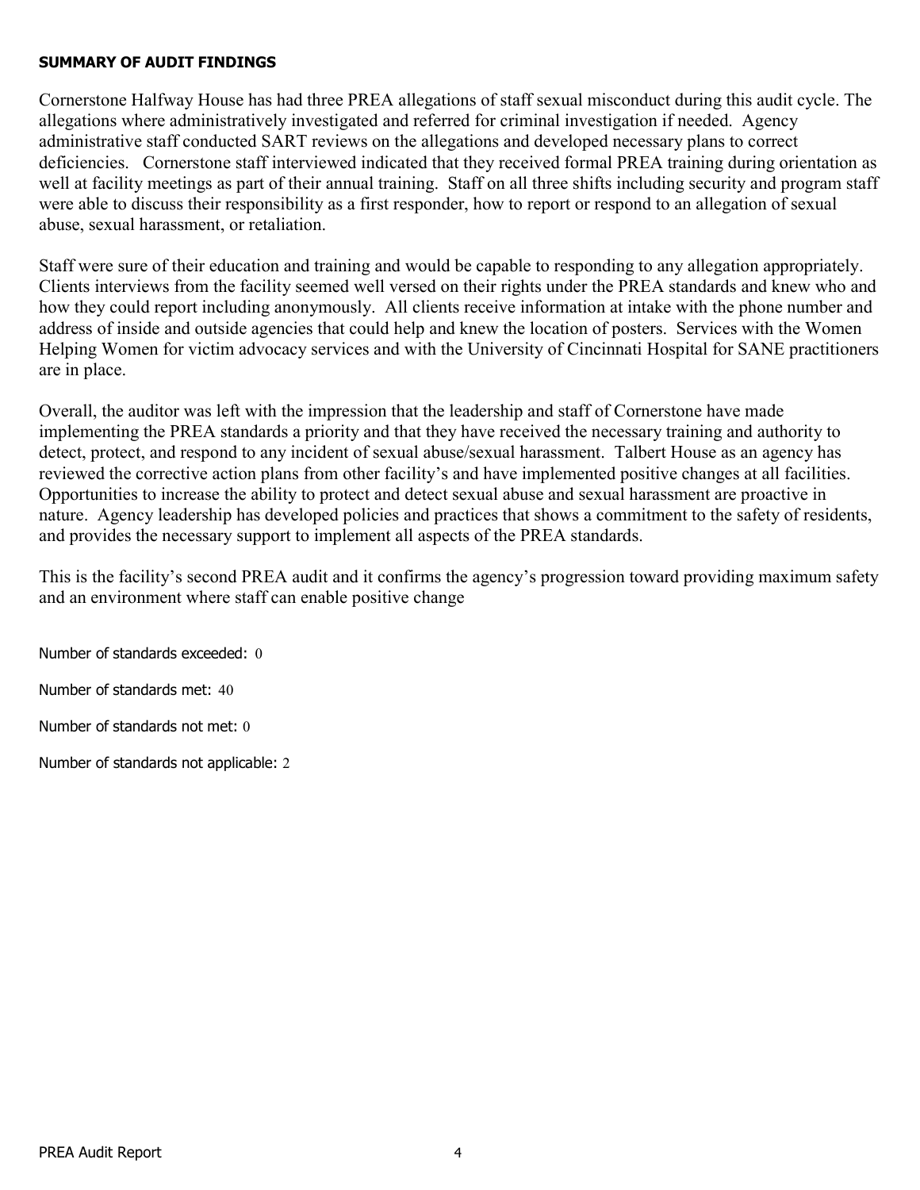**SUMMARY OF AUDIT FINDINGS**

Cornerstone Halfway House has had three PREA allegations of staff sexual misconduct during this audit cycle. The allegations where administratively investigated and referred for criminal investigation if needed. Agency administrative staff conducted SART reviews on the allegations and developed necessary plans to correct deficiencies. Cornerstone staff interviewed indicated that they received formal PREA training during orientation as well at facility meetings as part of their annual training. Staff on all three shifts including security and program staff were able to discuss their responsibility as a first responder, how to report or respond to an allegation of sexual abuse, sexual harassment, or retaliation.

Staff were sure of their education and training and would be capable to responding to any allegation appropriately. Clients interviews from the facility seemed well versed on their rights under the PREA standards and knew who and how they could report including anonymously. All clients receive information at intake with the phone number and address of inside and outside agencies that could help and knew the location of posters. Services with the Women Helping Women for victim advocacy services and with the University of Cincinnati Hospital for SANE practitioners are in place.

Overall, the auditor was left with the impression that the leadership and staff of Cornerstone have made implementing the PREA standards a priority and that they have received the necessary training and authority to detect, protect, and respond to any incident of sexual abuse/sexual harassment. Talbert House as an agency has reviewed the corrective action plans from other facility's and have implemented positive changes at all facilities. Opportunities to increase the ability to protect and detect sexual abuse and sexual harassment are proactive in nature. Agency leadership has developed policies and practices that shows a commitment to the safety of residents, and provides the necessary support to implement all aspects of the PREA standards.

This is the facility's second PREA audit and it confirms the agency's progression toward providing maximum safety and an environment where staff can enable positive change

Number of standards exceeded: 0

Number of standards met: 40

Number of standards not met: 0

Number of standards not applicable: 2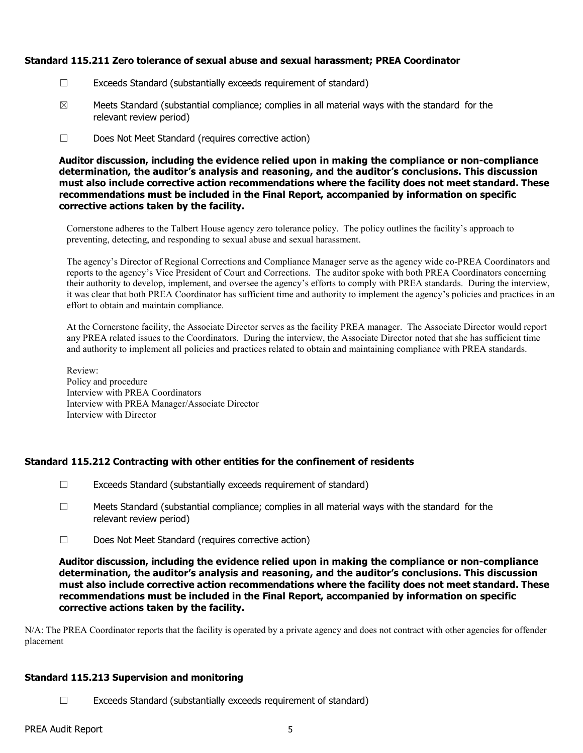### Standard 115.211 Zero tolerance of sexual abuse and sexual harassment; PREA Coordinator

☐ Exceeds Standard (substantially exceeds requirement of standard)

☒ Meets Standard (substantial compliance; complies in all material ways with the standard for the relevant review period)

☐ Does Not Meet Standard (requires corrective action)

**Auditor discussion, including the evidence relied upon in making the compliance or non-compliance determination, the auditor's analysis and reasoning, and the auditor's conclusions. This discussion must also include corrective action recommendations where the facility does not meet standard. These recommendations must be included in the Final Report, accompanied by information on specific corrective actions taken by the facility.**

Cornerstone adheres to the Talbert House agency zero tolerance policy. The policy outlines the facility's approach to preventing, detecting, and responding to sexual abuse and sexual harassment.

The agency's Director of Regional Corrections and Compliance Manager serve as the agency wide co-PREA Coordinators and reports to the agency's Vice President of Court and Corrections. The auditor spoke with both PREA Coordinators concerning their authority to develop, implement, and oversee the agency's efforts to comply with PREA standards. During the interview, it was clear that both PREA Coordinator has sufficient time and authority to implement the agency's policies and practices in an effort to obtain and maintain compliance.

At the Cornerstone facility, the Associate Director serves as the facility PREA manager. The Associate Director would report any PREA related issues to the Coordinators. During the interview, the Associate Director noted that she has sufficient time and authority to implement all policies and practices related to obtain and maintaining compliance with PREA standards.

Review:
Policy and procedure
Interview with PREA Coordinators
Interview with PREA Manager/Associate Director
Interview with Director

### Standard 115.212 Contracting with other entities for the confinement of residents

☐ Exceeds Standard (substantially exceeds requirement of standard)

☐ Meets Standard (substantial compliance; complies in all material ways with the standard for the relevant review period)

☐ Does Not Meet Standard (requires corrective action)

**Auditor discussion, including the evidence relied upon in making the compliance or non-compliance determination, the auditor's analysis and reasoning, and the auditor's conclusions. This discussion must also include corrective action recommendations where the facility does not meet standard. These recommendations must be included in the Final Report, accompanied by information on specific corrective actions taken by the facility.**

N/A: The PREA Coordinator reports that the facility is operated by a private agency and does not contract with other agencies for offender placement

### Standard 115.213 Supervision and monitoring

☐ Exceeds Standard (substantially exceeds requirement of standard)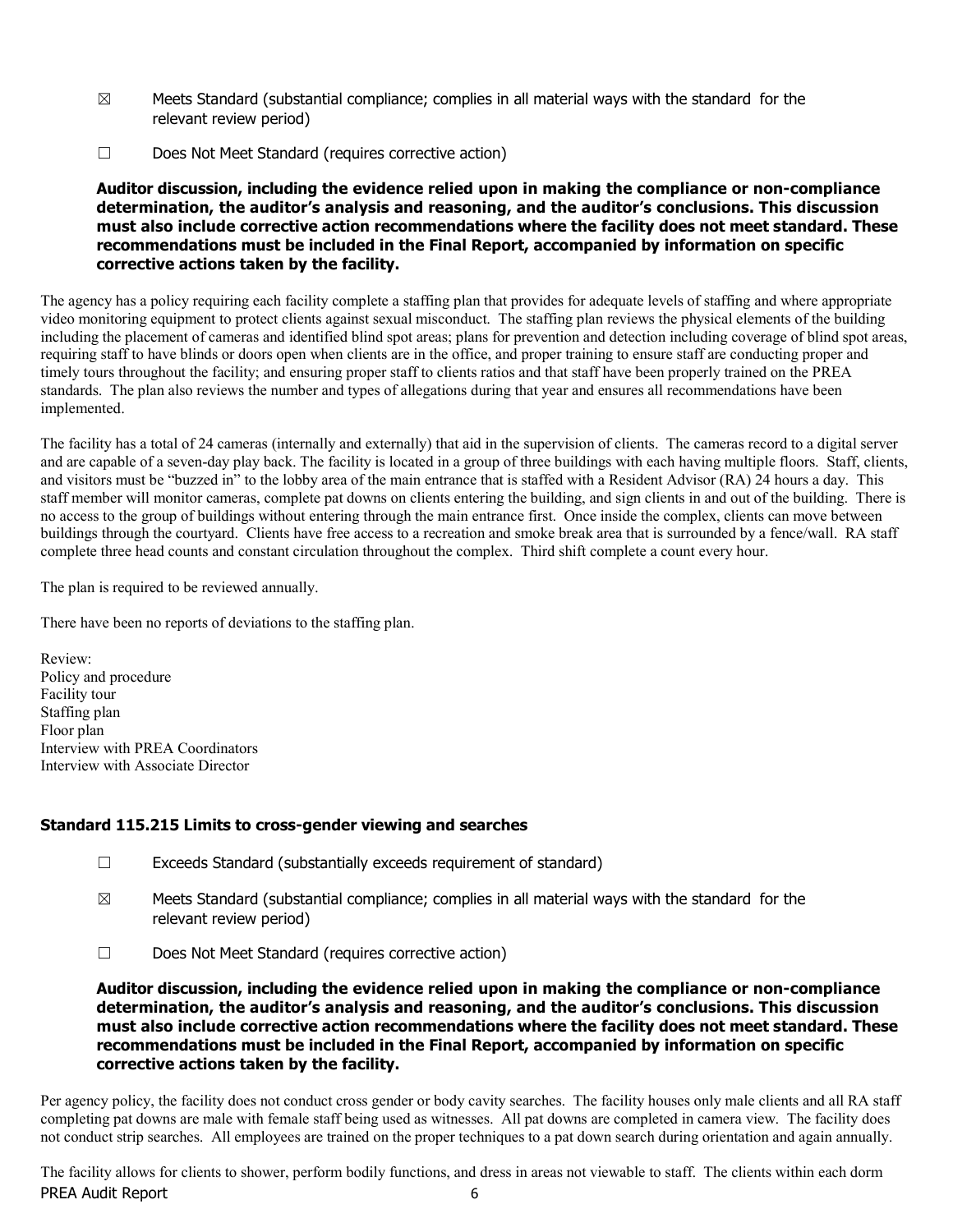☒ Meets Standard (substantial compliance; complies in all material ways with the standard for the relevant review period)

☐ Does Not Meet Standard (requires corrective action)

**Auditor discussion, including the evidence relied upon in making the compliance or non-compliance determination, the auditor's analysis and reasoning, and the auditor's conclusions. This discussion must also include corrective action recommendations where the facility does not meet standard. These recommendations must be included in the Final Report, accompanied by information on specific corrective actions taken by the facility.**

The agency has a policy requiring each facility complete a staffing plan that provides for adequate levels of staffing and where appropriate video monitoring equipment to protect clients against sexual misconduct. The staffing plan reviews the physical elements of the building including the placement of cameras and identified blind spot areas; plans for prevention and detection including coverage of blind spot areas, requiring staff to have blinds or doors open when clients are in the office, and proper training to ensure staff are conducting proper and timely tours throughout the facility; and ensuring proper staff to clients ratios and that staff have been properly trained on the PREA standards. The plan also reviews the number and types of allegations during that year and ensures all recommendations have been implemented.

The facility has a total of 24 cameras (internally and externally) that aid in the supervision of clients. The cameras record to a digital server and are capable of a seven-day play back. The facility is located in a group of three buildings with each having multiple floors. Staff, clients, and visitors must be "buzzed in" to the lobby area of the main entrance that is staffed with a Resident Advisor (RA) 24 hours a day. This staff member will monitor cameras, complete pat downs on clients entering the building, and sign clients in and out of the building. There is no access to the group of buildings without entering through the main entrance first. Once inside the complex, clients can move between buildings through the courtyard. Clients have free access to a recreation and smoke break area that is surrounded by a fence/wall. RA staff complete three head counts and constant circulation throughout the complex. Third shift complete a count every hour.

The plan is required to be reviewed annually.

There have been no reports of deviations to the staffing plan.

Review:
Policy and procedure
Facility tour
Staffing plan
Floor plan
Interview with PREA Coordinators
Interview with Associate Director

### Standard 115.215 Limits to cross-gender viewing and searches

☐ Exceeds Standard (substantially exceeds requirement of standard)

☒ Meets Standard (substantial compliance; complies in all material ways with the standard for the relevant review period)

☐ Does Not Meet Standard (requires corrective action)

**Auditor discussion, including the evidence relied upon in making the compliance or non-compliance determination, the auditor's analysis and reasoning, and the auditor's conclusions. This discussion must also include corrective action recommendations where the facility does not meet standard. These recommendations must be included in the Final Report, accompanied by information on specific corrective actions taken by the facility.**

Per agency policy, the facility does not conduct cross gender or body cavity searches. The facility houses only male clients and all RA staff completing pat downs are male with female staff being used as witnesses. All pat downs are completed in camera view. The facility does not conduct strip searches. All employees are trained on the proper techniques to a pat down search during orientation and again annually.

The facility allows for clients to shower, perform bodily functions, and dress in areas not viewable to staff. The clients within each dorm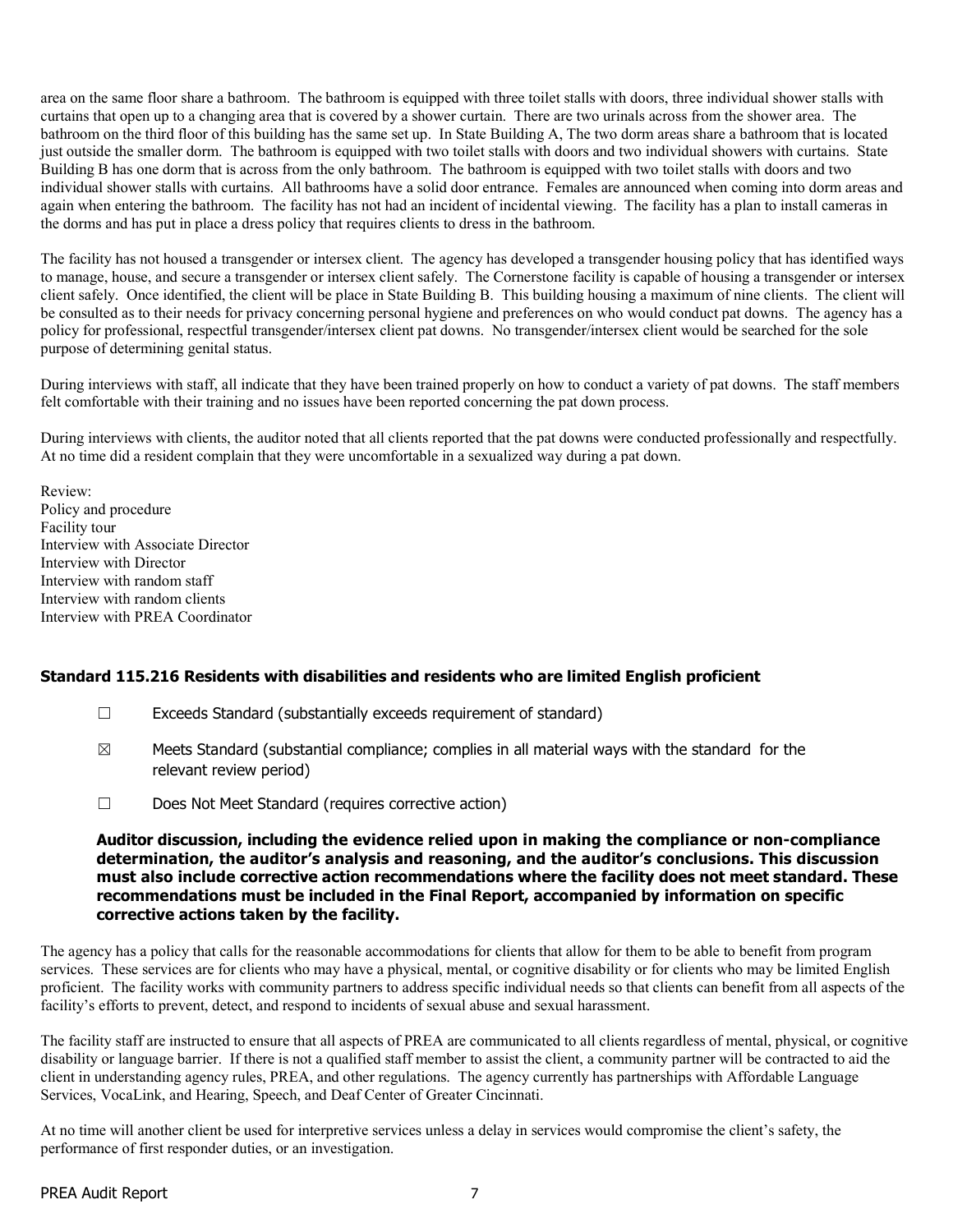area on the same floor share a bathroom. The bathroom is equipped with three toilet stalls with doors, three individual shower stalls with curtains that open up to a changing area that is covered by a shower curtain. There are two urinals across from the shower area. The bathroom on the third floor of this building has the same set up. In State Building A, The two dorm areas share a bathroom that is located just outside the smaller dorm. The bathroom is equipped with two toilet stalls with doors and two individual showers with curtains. State Building B has one dorm that is across from the only bathroom. The bathroom is equipped with two toilet stalls with doors and two individual shower stalls with curtains. All bathrooms have a solid door entrance. Females are announced when coming into dorm areas and again when entering the bathroom. The facility has not had an incident of incidental viewing. The facility has a plan to install cameras in the dorms and has put in place a dress policy that requires clients to dress in the bathroom.

The facility has not housed a transgender or intersex client. The agency has developed a transgender housing policy that has identified ways to manage, house, and secure a transgender or intersex client safely. The Cornerstone facility is capable of housing a transgender or intersex client safely. Once identified, the client will be place in State Building B. This building housing a maximum of nine clients. The client will be consulted as to their needs for privacy concerning personal hygiene and preferences on who would conduct pat downs. The agency has a policy for professional, respectful transgender/intersex client pat downs. No transgender/intersex client would be searched for the sole purpose of determining genital status.

During interviews with staff, all indicate that they have been trained properly on how to conduct a variety of pat downs. The staff members felt comfortable with their training and no issues have been reported concerning the pat down process.

During interviews with clients, the auditor noted that all clients reported that the pat downs were conducted professionally and respectfully. At no time did a resident complain that they were uncomfortable in a sexualized way during a pat down.

Review:
Policy and procedure
Facility tour
Interview with Associate Director
Interview with Director
Interview with random staff
Interview with random clients
Interview with PREA Coordinator

### Standard 115.216 Residents with disabilities and residents who are limited English proficient

☐ Exceeds Standard (substantially exceeds requirement of standard)

☒ Meets Standard (substantial compliance; complies in all material ways with the standard for the relevant review period)

☐ Does Not Meet Standard (requires corrective action)

**Auditor discussion, including the evidence relied upon in making the compliance or non-compliance determination, the auditor's analysis and reasoning, and the auditor's conclusions. This discussion must also include corrective action recommendations where the facility does not meet standard. These recommendations must be included in the Final Report, accompanied by information on specific corrective actions taken by the facility.**

The agency has a policy that calls for the reasonable accommodations for clients that allow for them to be able to benefit from program services. These services are for clients who may have a physical, mental, or cognitive disability or for clients who may be limited English proficient. The facility works with community partners to address specific individual needs so that clients can benefit from all aspects of the facility's efforts to prevent, detect, and respond to incidents of sexual abuse and sexual harassment.

The facility staff are instructed to ensure that all aspects of PREA are communicated to all clients regardless of mental, physical, or cognitive disability or language barrier. If there is not a qualified staff member to assist the client, a community partner will be contracted to aid the client in understanding agency rules, PREA, and other regulations. The agency currently has partnerships with Affordable Language Services, VocaLink, and Hearing, Speech, and Deaf Center of Greater Cincinnati.

At no time will another client be used for interpretive services unless a delay in services would compromise the client's safety, the performance of first responder duties, or an investigation.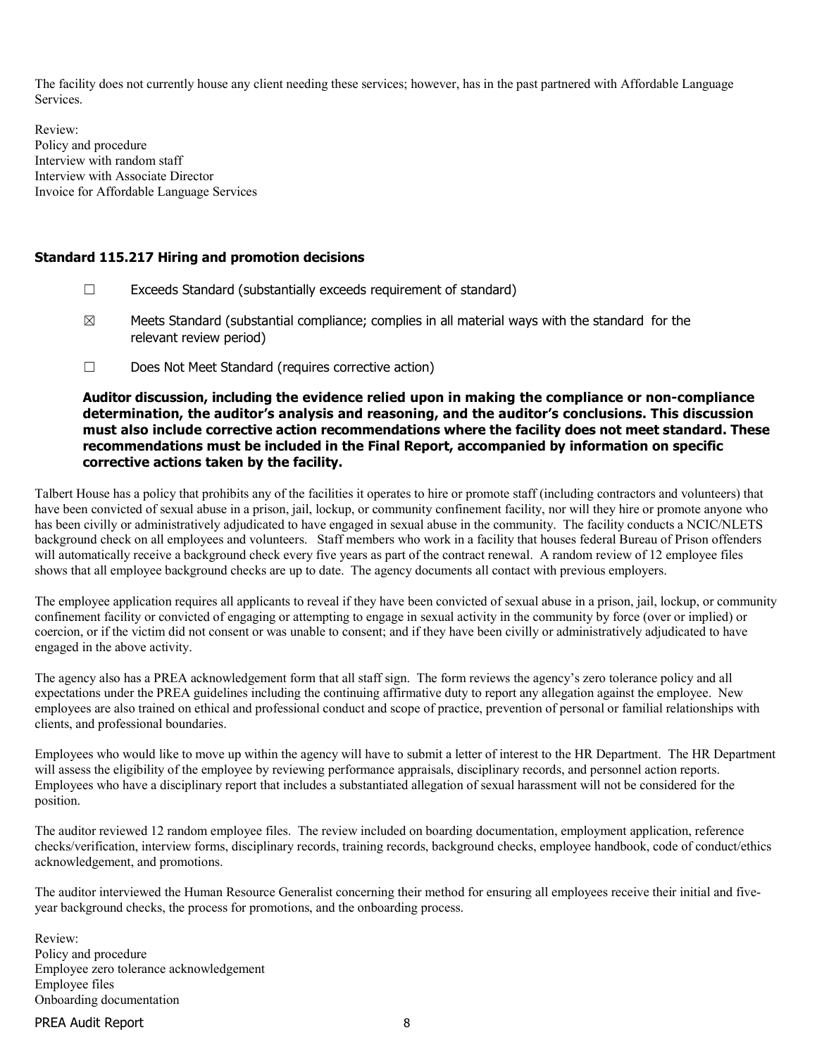The facility does not currently house any client needing these services; however, has in the past partnered with Affordable Language Services.

Review:
Policy and procedure
Interview with random staff
Interview with Associate Director
Invoice for Affordable Language Services

### Standard 115.217 Hiring and promotion decisions

☐ Exceeds Standard (substantially exceeds requirement of standard)

☒ Meets Standard (substantial compliance; complies in all material ways with the standard for the relevant review period)

☐ Does Not Meet Standard (requires corrective action)

**Auditor discussion, including the evidence relied upon in making the compliance or non-compliance determination, the auditor's analysis and reasoning, and the auditor's conclusions. This discussion must also include corrective action recommendations where the facility does not meet standard. These recommendations must be included in the Final Report, accompanied by information on specific corrective actions taken by the facility.**

Talbert House has a policy that prohibits any of the facilities it operates to hire or promote staff (including contractors and volunteers) that have been convicted of sexual abuse in a prison, jail, lockup, or community confinement facility, nor will they hire or promote anyone who has been civilly or administratively adjudicated to have engaged in sexual abuse in the community. The facility conducts a NCIC/NLETS background check on all employees and volunteers. Staff members who work in a facility that houses federal Bureau of Prison offenders will automatically receive a background check every five years as part of the contract renewal. A random review of 12 employee files shows that all employee background checks are up to date. The agency documents all contact with previous employers.

The employee application requires all applicants to reveal if they have been convicted of sexual abuse in a prison, jail, lockup, or community confinement facility or convicted of engaging or attempting to engage in sexual activity in the community by force (over or implied) or coercion, or if the victim did not consent or was unable to consent; and if they have been civilly or administratively adjudicated to have engaged in the above activity.

The agency also has a PREA acknowledgement form that all staff sign. The form reviews the agency's zero tolerance policy and all expectations under the PREA guidelines including the continuing affirmative duty to report any allegation against the employee. New employees are also trained on ethical and professional conduct and scope of practice, prevention of personal or familial relationships with clients, and professional boundaries.

Employees who would like to move up within the agency will have to submit a letter of interest to the HR Department. The HR Department will assess the eligibility of the employee by reviewing performance appraisals, disciplinary records, and personnel action reports. Employees who have a disciplinary report that includes a substantiated allegation of sexual harassment will not be considered for the position.

The auditor reviewed 12 random employee files. The review included on boarding documentation, employment application, reference checks/verification, interview forms, disciplinary records, training records, background checks, employee handbook, code of conduct/ethics acknowledgement, and promotions.

The auditor interviewed the Human Resource Generalist concerning their method for ensuring all employees receive their initial and five-year background checks, the process for promotions, and the onboarding process.

Review:
Policy and procedure
Employee zero tolerance acknowledgement
Employee files
Onboarding documentation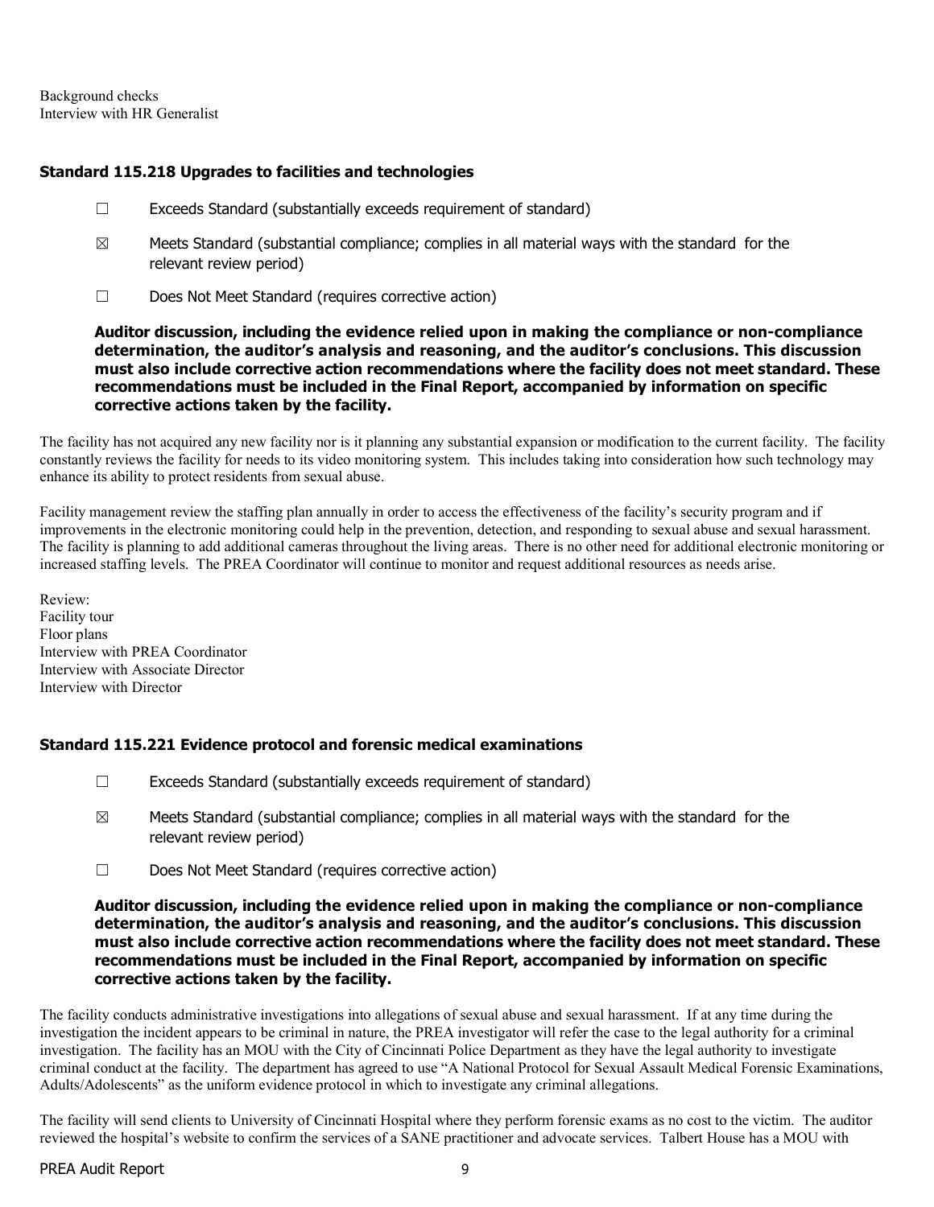Background checks
Interview with HR Generalist

### Standard 115.218 Upgrades to facilities and technologies

- ☐ Exceeds Standard (substantially exceeds requirement of standard)
- ☒ Meets Standard (substantial compliance; complies in all material ways with the standard for the relevant review period)
- ☐ Does Not Meet Standard (requires corrective action)

**Auditor discussion, including the evidence relied upon in making the compliance or non-compliance determination, the auditor's analysis and reasoning, and the auditor's conclusions. This discussion must also include corrective action recommendations where the facility does not meet standard. These recommendations must be included in the Final Report, accompanied by information on specific corrective actions taken by the facility.**

The facility has not acquired any new facility nor is it planning any substantial expansion or modification to the current facility. The facility constantly reviews the facility for needs to its video monitoring system. This includes taking into consideration how such technology may enhance its ability to protect residents from sexual abuse.

Facility management review the staffing plan annually in order to access the effectiveness of the facility's security program and if improvements in the electronic monitoring could help in the prevention, detection, and responding to sexual abuse and sexual harassment. The facility is planning to add additional cameras throughout the living areas. There is no other need for additional electronic monitoring or increased staffing levels. The PREA Coordinator will continue to monitor and request additional resources as needs arise.

Review:
Facility tour
Floor plans
Interview with PREA Coordinator
Interview with Associate Director
Interview with Director

### Standard 115.221 Evidence protocol and forensic medical examinations

- ☐ Exceeds Standard (substantially exceeds requirement of standard)
- ☒ Meets Standard (substantial compliance; complies in all material ways with the standard for the relevant review period)
- ☐ Does Not Meet Standard (requires corrective action)

**Auditor discussion, including the evidence relied upon in making the compliance or non-compliance determination, the auditor's analysis and reasoning, and the auditor's conclusions. This discussion must also include corrective action recommendations where the facility does not meet standard. These recommendations must be included in the Final Report, accompanied by information on specific corrective actions taken by the facility.**

The facility conducts administrative investigations into allegations of sexual abuse and sexual harassment. If at any time during the investigation the incident appears to be criminal in nature, the PREA investigator will refer the case to the legal authority for a criminal investigation. The facility has an MOU with the City of Cincinnati Police Department as they have the legal authority to investigate criminal conduct at the facility. The department has agreed to use "A National Protocol for Sexual Assault Medical Forensic Examinations, Adults/Adolescents" as the uniform evidence protocol in which to investigate any criminal allegations.

The facility will send clients to University of Cincinnati Hospital where they perform forensic exams as no cost to the victim. The auditor reviewed the hospital's website to confirm the services of a SANE practitioner and advocate services. Talbert House has a MOU with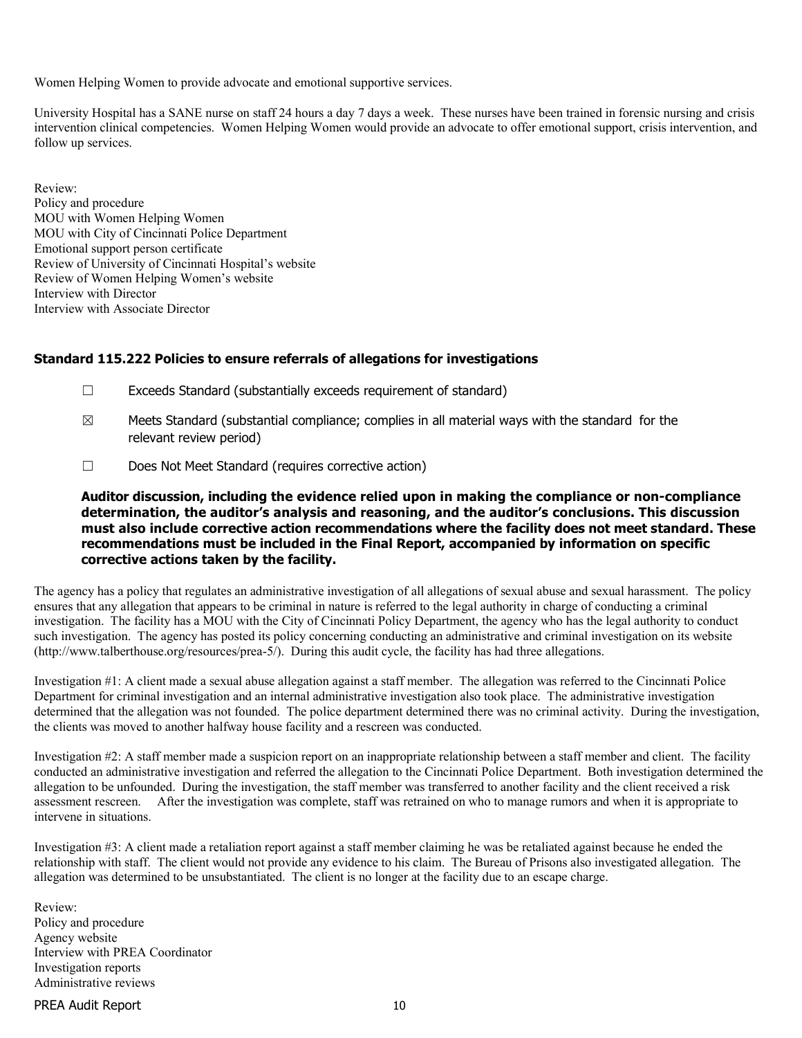Women Helping Women to provide advocate and emotional supportive services.

University Hospital has a SANE nurse on staff 24 hours a day 7 days a week. These nurses have been trained in forensic nursing and crisis intervention clinical competencies. Women Helping Women would provide an advocate to offer emotional support, crisis intervention, and follow up services.

Review:
Policy and procedure
MOU with Women Helping Women
MOU with City of Cincinnati Police Department
Emotional support person certificate
Review of University of Cincinnati Hospital's website
Review of Women Helping Women's website
Interview with Director
Interview with Associate Director

### Standard 115.222 Policies to ensure referrals of allegations for investigations

☐ Exceeds Standard (substantially exceeds requirement of standard)

☒ Meets Standard (substantial compliance; complies in all material ways with the standard for the relevant review period)

☐ Does Not Meet Standard (requires corrective action)

**Auditor discussion, including the evidence relied upon in making the compliance or non-compliance determination, the auditor's analysis and reasoning, and the auditor's conclusions. This discussion must also include corrective action recommendations where the facility does not meet standard. These recommendations must be included in the Final Report, accompanied by information on specific corrective actions taken by the facility.**

The agency has a policy that regulates an administrative investigation of all allegations of sexual abuse and sexual harassment. The policy ensures that any allegation that appears to be criminal in nature is referred to the legal authority in charge of conducting a criminal investigation. The facility has a MOU with the City of Cincinnati Policy Department, the agency who has the legal authority to conduct such investigation. The agency has posted its policy concerning conducting an administrative and criminal investigation on its website (http://www.talberthouse.org/resources/prea-5/). During this audit cycle, the facility has had three allegations.

Investigation #1: A client made a sexual abuse allegation against a staff member. The allegation was referred to the Cincinnati Police Department for criminal investigation and an internal administrative investigation also took place. The administrative investigation determined that the allegation was not founded. The police department determined there was no criminal activity. During the investigation, the clients was moved to another halfway house facility and a rescreen was conducted.

Investigation #2: A staff member made a suspicion report on an inappropriate relationship between a staff member and client. The facility conducted an administrative investigation and referred the allegation to the Cincinnati Police Department. Both investigation determined the allegation to be unfounded. During the investigation, the staff member was transferred to another facility and the client received a risk assessment rescreen. After the investigation was complete, staff was retrained on who to manage rumors and when it is appropriate to intervene in situations.

Investigation #3: A client made a retaliation report against a staff member claiming he was be retaliated against because he ended the relationship with staff. The client would not provide any evidence to his claim. The Bureau of Prisons also investigated allegation. The allegation was determined to be unsubstantiated. The client is no longer at the facility due to an escape charge.

Review:
Policy and procedure
Agency website
Interview with PREA Coordinator
Investigation reports
Administrative reviews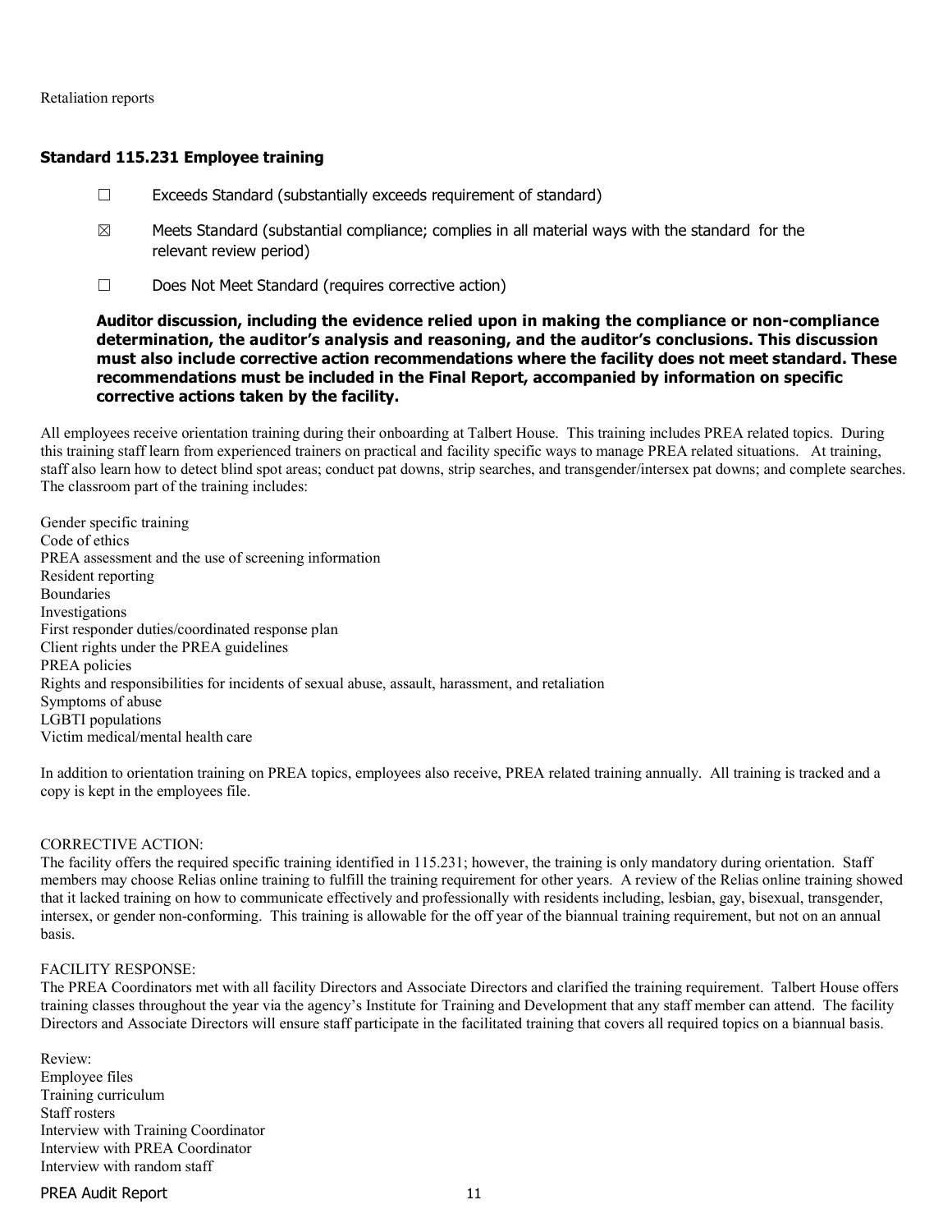Retaliation reports

### Standard 115.231 Employee training

☐ Exceeds Standard (substantially exceeds requirement of standard)

☒ Meets Standard (substantial compliance; complies in all material ways with the standard for the relevant review period)

☐ Does Not Meet Standard (requires corrective action)

**Auditor discussion, including the evidence relied upon in making the compliance or non-compliance determination, the auditor's analysis and reasoning, and the auditor's conclusions. This discussion must also include corrective action recommendations where the facility does not meet standard. These recommendations must be included in the Final Report, accompanied by information on specific corrective actions taken by the facility.**

All employees receive orientation training during their onboarding at Talbert House. This training includes PREA related topics. During this training staff learn from experienced trainers on practical and facility specific ways to manage PREA related situations. At training, staff also learn how to detect blind spot areas; conduct pat downs, strip searches, and transgender/intersex pat downs; and complete searches. The classroom part of the training includes:

Gender specific training
Code of ethics
PREA assessment and the use of screening information
Resident reporting
Boundaries
Investigations
First responder duties/coordinated response plan
Client rights under the PREA guidelines
PREA policies
Rights and responsibilities for incidents of sexual abuse, assault, harassment, and retaliation
Symptoms of abuse
LGBTI populations
Victim medical/mental health care

In addition to orientation training on PREA topics, employees also receive, PREA related training annually. All training is tracked and a copy is kept in the employees file.

CORRECTIVE ACTION:
The facility offers the required specific training identified in 115.231; however, the training is only mandatory during orientation. Staff members may choose Relias online training to fulfill the training requirement for other years. A review of the Relias online training showed that it lacked training on how to communicate effectively and professionally with residents including, lesbian, gay, bisexual, transgender, intersex, or gender non-conforming. This training is allowable for the off year of the biannual training requirement, but not on an annual basis.

FACILITY RESPONSE:
The PREA Coordinators met with all facility Directors and Associate Directors and clarified the training requirement. Talbert House offers training classes throughout the year via the agency's Institute for Training and Development that any staff member can attend. The facility Directors and Associate Directors will ensure staff participate in the facilitated training that covers all required topics on a biannual basis.

Review:
Employee files
Training curriculum
Staff rosters
Interview with Training Coordinator
Interview with PREA Coordinator
Interview with random staff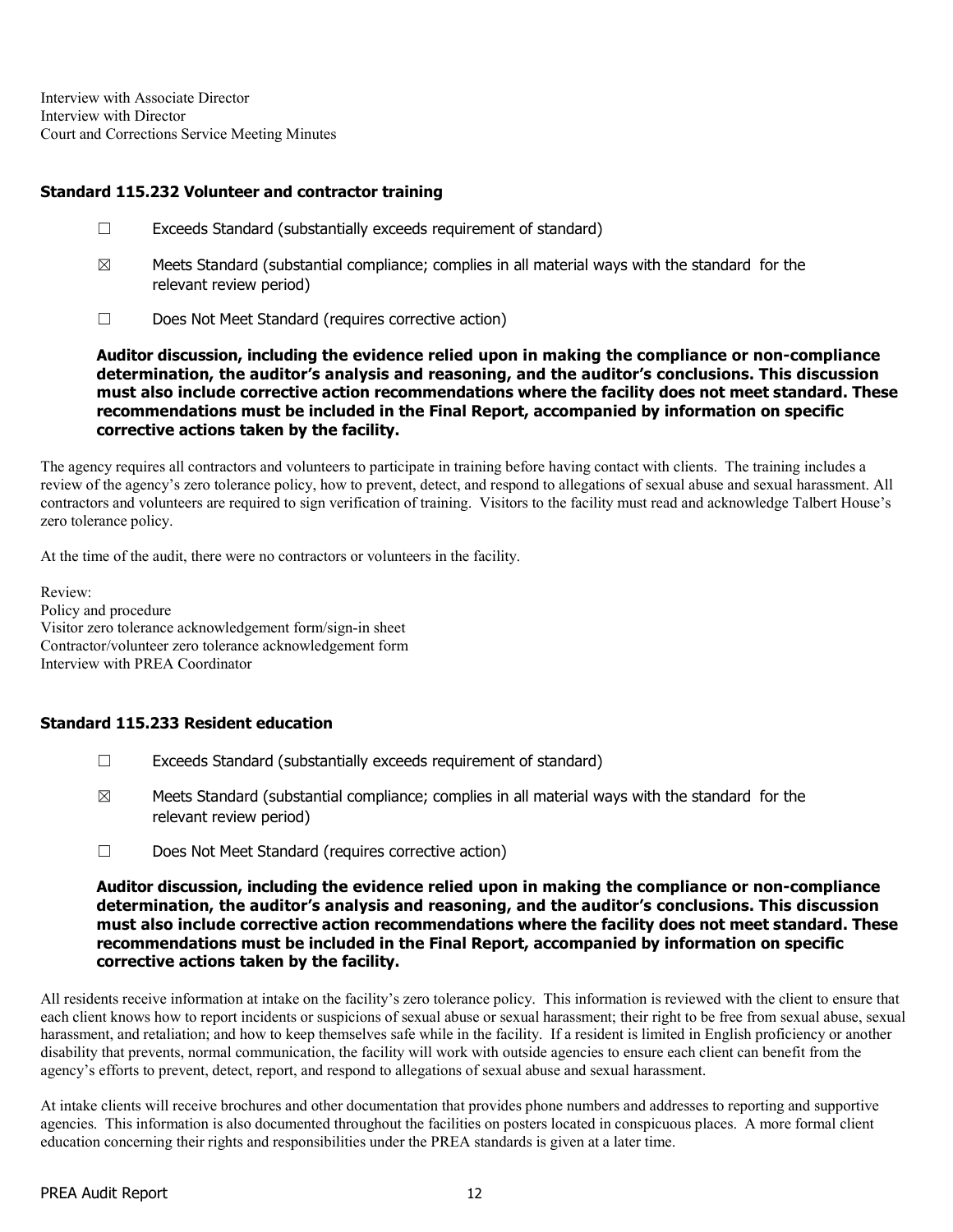Interview with Associate Director
Interview with Director
Court and Corrections Service Meeting Minutes

### Standard 115.232 Volunteer and contractor training

☐ Exceeds Standard (substantially exceeds requirement of standard)

☒ Meets Standard (substantial compliance; complies in all material ways with the standard for the relevant review period)

☐ Does Not Meet Standard (requires corrective action)

**Auditor discussion, including the evidence relied upon in making the compliance or non-compliance determination, the auditor's analysis and reasoning, and the auditor's conclusions. This discussion must also include corrective action recommendations where the facility does not meet standard. These recommendations must be included in the Final Report, accompanied by information on specific corrective actions taken by the facility.**

The agency requires all contractors and volunteers to participate in training before having contact with clients. The training includes a review of the agency's zero tolerance policy, how to prevent, detect, and respond to allegations of sexual abuse and sexual harassment. All contractors and volunteers are required to sign verification of training. Visitors to the facility must read and acknowledge Talbert House's zero tolerance policy.

At the time of the audit, there were no contractors or volunteers in the facility.

Review:
Policy and procedure
Visitor zero tolerance acknowledgement form/sign-in sheet
Contractor/volunteer zero tolerance acknowledgement form
Interview with PREA Coordinator

### Standard 115.233 Resident education

☐ Exceeds Standard (substantially exceeds requirement of standard)

☒ Meets Standard (substantial compliance; complies in all material ways with the standard for the relevant review period)

☐ Does Not Meet Standard (requires corrective action)

**Auditor discussion, including the evidence relied upon in making the compliance or non-compliance determination, the auditor's analysis and reasoning, and the auditor's conclusions. This discussion must also include corrective action recommendations where the facility does not meet standard. These recommendations must be included in the Final Report, accompanied by information on specific corrective actions taken by the facility.**

All residents receive information at intake on the facility's zero tolerance policy. This information is reviewed with the client to ensure that each client knows how to report incidents or suspicions of sexual abuse or sexual harassment; their right to be free from sexual abuse, sexual harassment, and retaliation; and how to keep themselves safe while in the facility. If a resident is limited in English proficiency or another disability that prevents, normal communication, the facility will work with outside agencies to ensure each client can benefit from the agency's efforts to prevent, detect, report, and respond to allegations of sexual abuse and sexual harassment.

At intake clients will receive brochures and other documentation that provides phone numbers and addresses to reporting and supportive agencies. This information is also documented throughout the facilities on posters located in conspicuous places. A more formal client education concerning their rights and responsibilities under the PREA standards is given at a later time.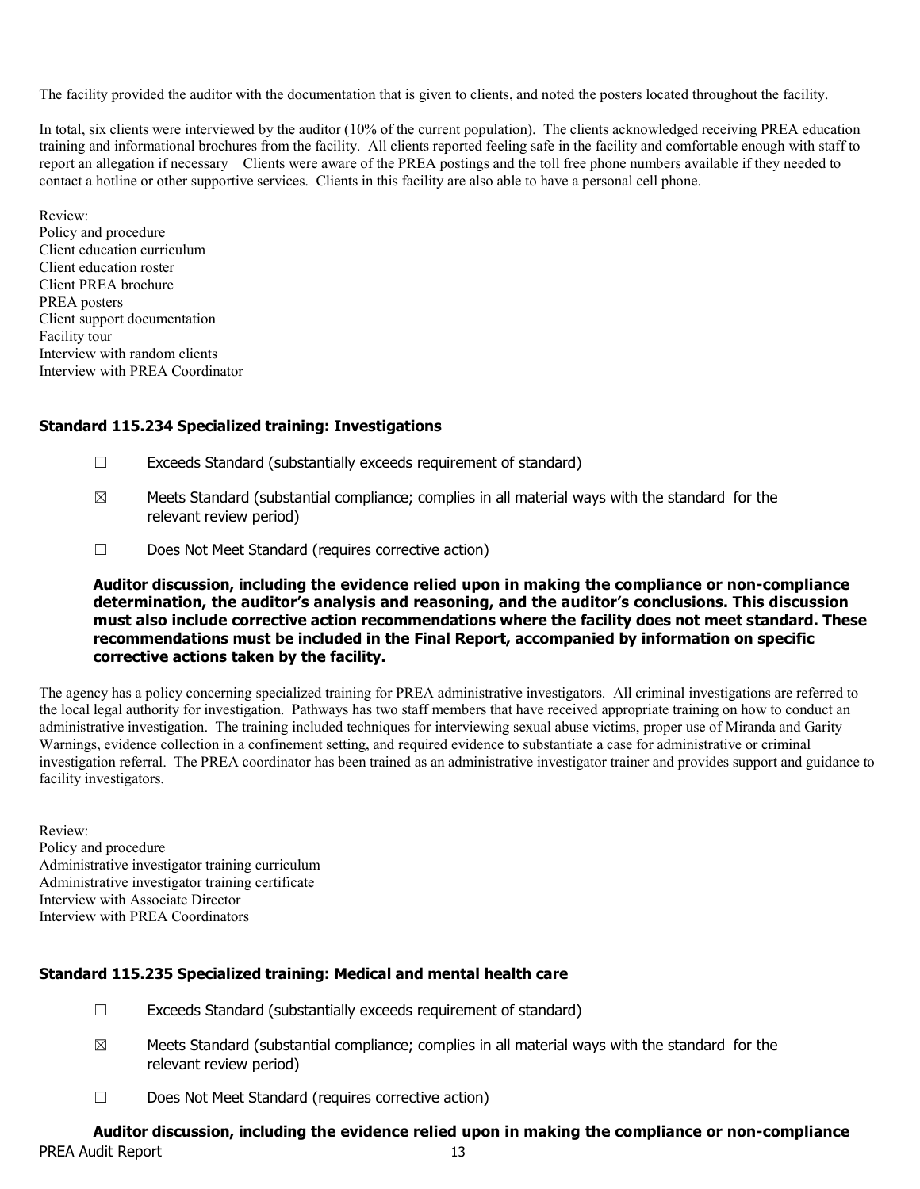The facility provided the auditor with the documentation that is given to clients, and noted the posters located throughout the facility.

In total, six clients were interviewed by the auditor (10% of the current population). The clients acknowledged receiving PREA education training and informational brochures from the facility. All clients reported feeling safe in the facility and comfortable enough with staff to report an allegation if necessary Clients were aware of the PREA postings and the toll free phone numbers available if they needed to contact a hotline or other supportive services. Clients in this facility are also able to have a personal cell phone.

Review:
Policy and procedure
Client education curriculum
Client education roster
Client PREA brochure
PREA posters
Client support documentation
Facility tour
Interview with random clients
Interview with PREA Coordinator

### Standard 115.234 Specialized training: Investigations

☐ Exceeds Standard (substantially exceeds requirement of standard)

☒ Meets Standard (substantial compliance; complies in all material ways with the standard for the relevant review period)

☐ Does Not Meet Standard (requires corrective action)

**Auditor discussion, including the evidence relied upon in making the compliance or non-compliance determination, the auditor's analysis and reasoning, and the auditor's conclusions. This discussion must also include corrective action recommendations where the facility does not meet standard. These recommendations must be included in the Final Report, accompanied by information on specific corrective actions taken by the facility.**

The agency has a policy concerning specialized training for PREA administrative investigators. All criminal investigations are referred to the local legal authority for investigation. Pathways has two staff members that have received appropriate training on how to conduct an administrative investigation. The training included techniques for interviewing sexual abuse victims, proper use of Miranda and Garity Warnings, evidence collection in a confinement setting, and required evidence to substantiate a case for administrative or criminal investigation referral. The PREA coordinator has been trained as an administrative investigator trainer and provides support and guidance to facility investigators.

Review:
Policy and procedure
Administrative investigator training curriculum
Administrative investigator training certificate
Interview with Associate Director
Interview with PREA Coordinators

### Standard 115.235 Specialized training: Medical and mental health care

☐ Exceeds Standard (substantially exceeds requirement of standard)

☒ Meets Standard (substantial compliance; complies in all material ways with the standard for the relevant review period)

☐ Does Not Meet Standard (requires corrective action)

**Auditor discussion, including the evidence relied upon in making the compliance or non-compliance**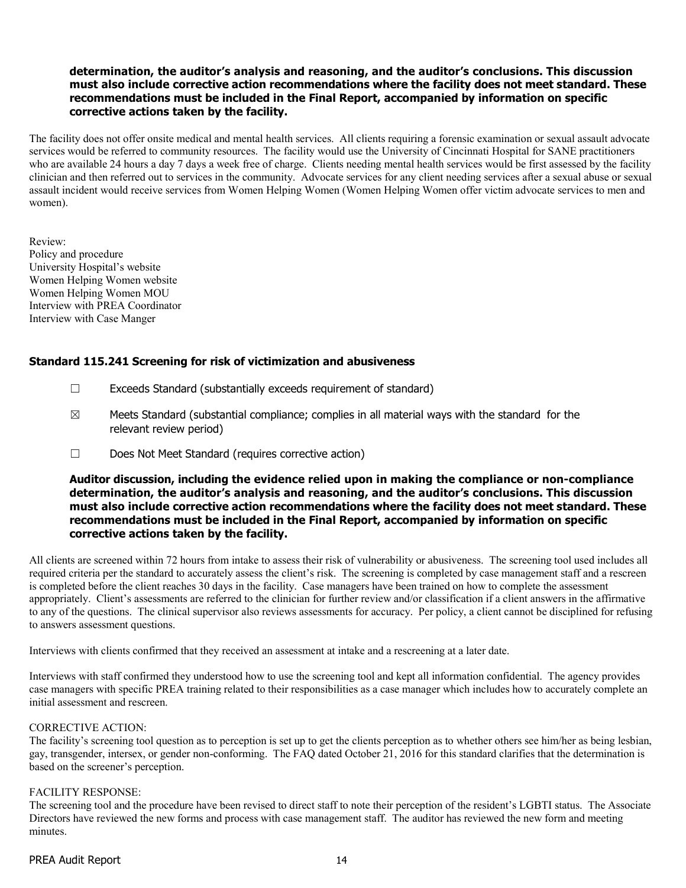**determination, the auditor's analysis and reasoning, and the auditor's conclusions. This discussion must also include corrective action recommendations where the facility does not meet standard. These recommendations must be included in the Final Report, accompanied by information on specific corrective actions taken by the facility.**

The facility does not offer onsite medical and mental health services. All clients requiring a forensic examination or sexual assault advocate services would be referred to community resources. The facility would use the University of Cincinnati Hospital for SANE practitioners who are available 24 hours a day 7 days a week free of charge. Clients needing mental health services would be first assessed by the facility clinician and then referred out to services in the community. Advocate services for any client needing services after a sexual abuse or sexual assault incident would receive services from Women Helping Women (Women Helping Women offer victim advocate services to men and women).

Review:
Policy and procedure
University Hospital's website
Women Helping Women website
Women Helping Women MOU
Interview with PREA Coordinator
Interview with Case Manger

### Standard 115.241 Screening for risk of victimization and abusiveness

☐ Exceeds Standard (substantially exceeds requirement of standard)

☒ Meets Standard (substantial compliance; complies in all material ways with the standard for the relevant review period)

☐ Does Not Meet Standard (requires corrective action)

**Auditor discussion, including the evidence relied upon in making the compliance or non-compliance determination, the auditor's analysis and reasoning, and the auditor's conclusions. This discussion must also include corrective action recommendations where the facility does not meet standard. These recommendations must be included in the Final Report, accompanied by information on specific corrective actions taken by the facility.**

All clients are screened within 72 hours from intake to assess their risk of vulnerability or abusiveness. The screening tool used includes all required criteria per the standard to accurately assess the client's risk. The screening is completed by case management staff and a rescreen is completed before the client reaches 30 days in the facility. Case managers have been trained on how to complete the assessment appropriately. Client's assessments are referred to the clinician for further review and/or classification if a client answers in the affirmative to any of the questions. The clinical supervisor also reviews assessments for accuracy. Per policy, a client cannot be disciplined for refusing to answers assessment questions.

Interviews with clients confirmed that they received an assessment at intake and a rescreening at a later date.

Interviews with staff confirmed they understood how to use the screening tool and kept all information confidential. The agency provides case managers with specific PREA training related to their responsibilities as a case manager which includes how to accurately complete an initial assessment and rescreen.

CORRECTIVE ACTION:
The facility's screening tool question as to perception is set up to get the clients perception as to whether others see him/her as being lesbian, gay, transgender, intersex, or gender non-conforming. The FAQ dated October 21, 2016 for this standard clarifies that the determination is based on the screener's perception.

FACILITY RESPONSE:
The screening tool and the procedure have been revised to direct staff to note their perception of the resident's LGBTI status. The Associate Directors have reviewed the new forms and process with case management staff. The auditor has reviewed the new form and meeting minutes.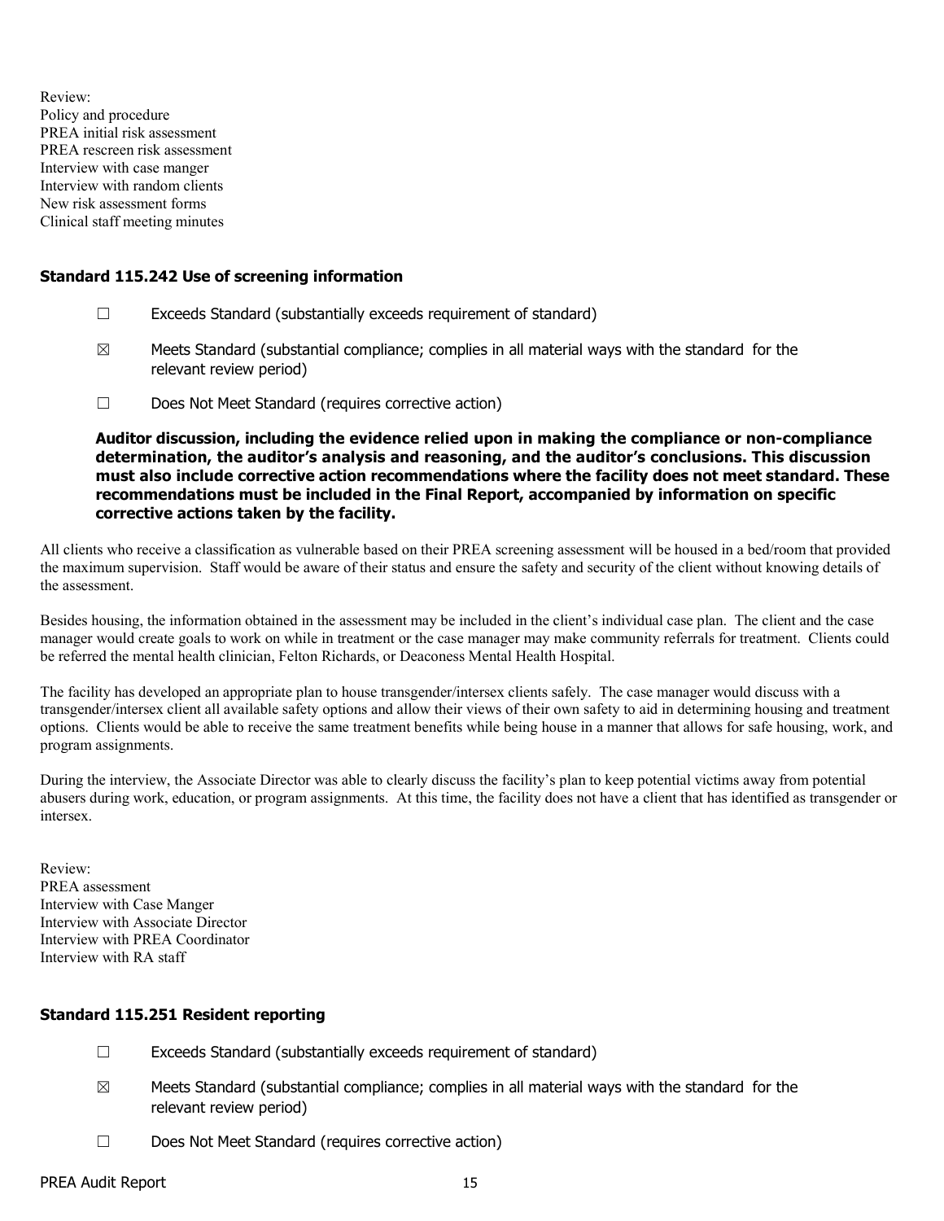Review:
Policy and procedure
PREA initial risk assessment
PREA rescreen risk assessment
Interview with case manger
Interview with random clients
New risk assessment forms
Clinical staff meeting minutes

### Standard 115.242 Use of screening information

☐ Exceeds Standard (substantially exceeds requirement of standard)

☒ Meets Standard (substantial compliance; complies in all material ways with the standard for the relevant review period)

☐ Does Not Meet Standard (requires corrective action)

**Auditor discussion, including the evidence relied upon in making the compliance or non-compliance determination, the auditor's analysis and reasoning, and the auditor's conclusions. This discussion must also include corrective action recommendations where the facility does not meet standard. These recommendations must be included in the Final Report, accompanied by information on specific corrective actions taken by the facility.**

All clients who receive a classification as vulnerable based on their PREA screening assessment will be housed in a bed/room that provided the maximum supervision. Staff would be aware of their status and ensure the safety and security of the client without knowing details of the assessment.

Besides housing, the information obtained in the assessment may be included in the client's individual case plan. The client and the case manager would create goals to work on while in treatment or the case manager may make community referrals for treatment. Clients could be referred the mental health clinician, Felton Richards, or Deaconess Mental Health Hospital.

The facility has developed an appropriate plan to house transgender/intersex clients safely. The case manager would discuss with a transgender/intersex client all available safety options and allow their views of their own safety to aid in determining housing and treatment options. Clients would be able to receive the same treatment benefits while being house in a manner that allows for safe housing, work, and program assignments.

During the interview, the Associate Director was able to clearly discuss the facility's plan to keep potential victims away from potential abusers during work, education, or program assignments. At this time, the facility does not have a client that has identified as transgender or intersex.

Review:
PREA assessment
Interview with Case Manger
Interview with Associate Director
Interview with PREA Coordinator
Interview with RA staff

### Standard 115.251 Resident reporting

☐ Exceeds Standard (substantially exceeds requirement of standard)

☒ Meets Standard (substantial compliance; complies in all material ways with the standard for the relevant review period)

☐ Does Not Meet Standard (requires corrective action)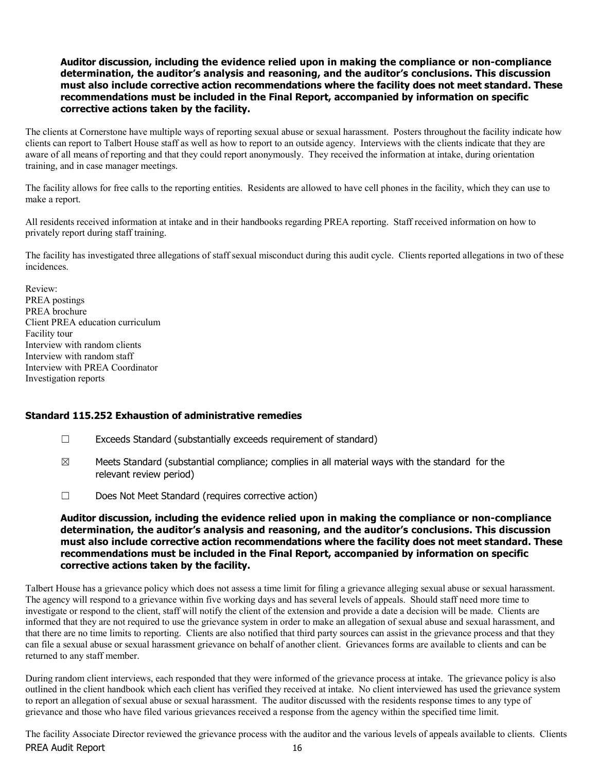**Auditor discussion, including the evidence relied upon in making the compliance or non-compliance determination, the auditor's analysis and reasoning, and the auditor's conclusions. This discussion must also include corrective action recommendations where the facility does not meet standard. These recommendations must be included in the Final Report, accompanied by information on specific corrective actions taken by the facility.**

The clients at Cornerstone have multiple ways of reporting sexual abuse or sexual harassment. Posters throughout the facility indicate how clients can report to Talbert House staff as well as how to report to an outside agency. Interviews with the clients indicate that they are aware of all means of reporting and that they could report anonymously. They received the information at intake, during orientation training, and in case manager meetings.

The facility allows for free calls to the reporting entities. Residents are allowed to have cell phones in the facility, which they can use to make a report.

All residents received information at intake and in their handbooks regarding PREA reporting. Staff received information on how to privately report during staff training.

The facility has investigated three allegations of staff sexual misconduct during this audit cycle. Clients reported allegations in two of these incidences.

Review:
PREA postings
PREA brochure
Client PREA education curriculum
Facility tour
Interview with random clients
Interview with random staff
Interview with PREA Coordinator
Investigation reports

### Standard 115.252 Exhaustion of administrative remedies

☐ Exceeds Standard (substantially exceeds requirement of standard)

☒ Meets Standard (substantial compliance; complies in all material ways with the standard for the relevant review period)

☐ Does Not Meet Standard (requires corrective action)

**Auditor discussion, including the evidence relied upon in making the compliance or non-compliance determination, the auditor's analysis and reasoning, and the auditor's conclusions. This discussion must also include corrective action recommendations where the facility does not meet standard. These recommendations must be included in the Final Report, accompanied by information on specific corrective actions taken by the facility.**

Talbert House has a grievance policy which does not assess a time limit for filing a grievance alleging sexual abuse or sexual harassment. The agency will respond to a grievance within five working days and has several levels of appeals. Should staff need more time to investigate or respond to the client, staff will notify the client of the extension and provide a date a decision will be made. Clients are informed that they are not required to use the grievance system in order to make an allegation of sexual abuse and sexual harassment, and that there are no time limits to reporting. Clients are also notified that third party sources can assist in the grievance process and that they can file a sexual abuse or sexual harassment grievance on behalf of another client. Grievances forms are available to clients and can be returned to any staff member.

During random client interviews, each responded that they were informed of the grievance process at intake. The grievance policy is also outlined in the client handbook which each client has verified they received at intake. No client interviewed has used the grievance system to report an allegation of sexual abuse or sexual harassment. The auditor discussed with the residents response times to any type of grievance and those who have filed various grievances received a response from the agency within the specified time limit.

The facility Associate Director reviewed the grievance process with the auditor and the various levels of appeals available to clients. Clients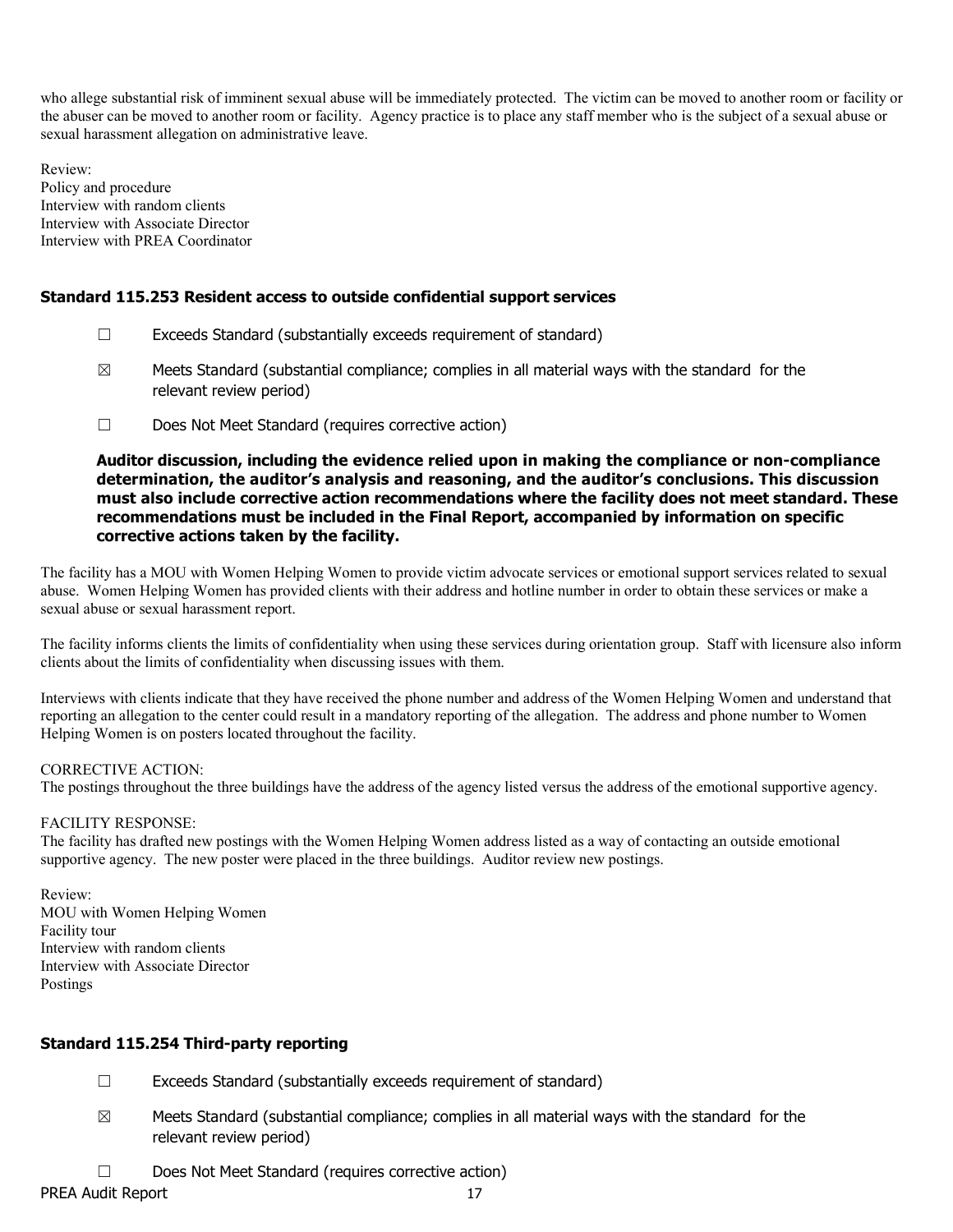who allege substantial risk of imminent sexual abuse will be immediately protected. The victim can be moved to another room or facility or the abuser can be moved to another room or facility. Agency practice is to place any staff member who is the subject of a sexual abuse or sexual harassment allegation on administrative leave.

Review:
Policy and procedure
Interview with random clients
Interview with Associate Director
Interview with PREA Coordinator

### Standard 115.253 Resident access to outside confidential support services

☐ Exceeds Standard (substantially exceeds requirement of standard)

☒ Meets Standard (substantial compliance; complies in all material ways with the standard for the relevant review period)

☐ Does Not Meet Standard (requires corrective action)

**Auditor discussion, including the evidence relied upon in making the compliance or non-compliance determination, the auditor's analysis and reasoning, and the auditor's conclusions. This discussion must also include corrective action recommendations where the facility does not meet standard. These recommendations must be included in the Final Report, accompanied by information on specific corrective actions taken by the facility.**

The facility has a MOU with Women Helping Women to provide victim advocate services or emotional support services related to sexual abuse. Women Helping Women has provided clients with their address and hotline number in order to obtain these services or make a sexual abuse or sexual harassment report.

The facility informs clients the limits of confidentiality when using these services during orientation group. Staff with licensure also inform clients about the limits of confidentiality when discussing issues with them.

Interviews with clients indicate that they have received the phone number and address of the Women Helping Women and understand that reporting an allegation to the center could result in a mandatory reporting of the allegation. The address and phone number to Women Helping Women is on posters located throughout the facility.

CORRECTIVE ACTION:
The postings throughout the three buildings have the address of the agency listed versus the address of the emotional supportive agency.

FACILITY RESPONSE:
The facility has drafted new postings with the Women Helping Women address listed as a way of contacting an outside emotional supportive agency. The new poster were placed in the three buildings. Auditor review new postings.

Review:
MOU with Women Helping Women
Facility tour
Interview with random clients
Interview with Associate Director
Postings

### Standard 115.254 Third-party reporting

☐ Exceeds Standard (substantially exceeds requirement of standard)

☒ Meets Standard (substantial compliance; complies in all material ways with the standard for the relevant review period)

☐ Does Not Meet Standard (requires corrective action)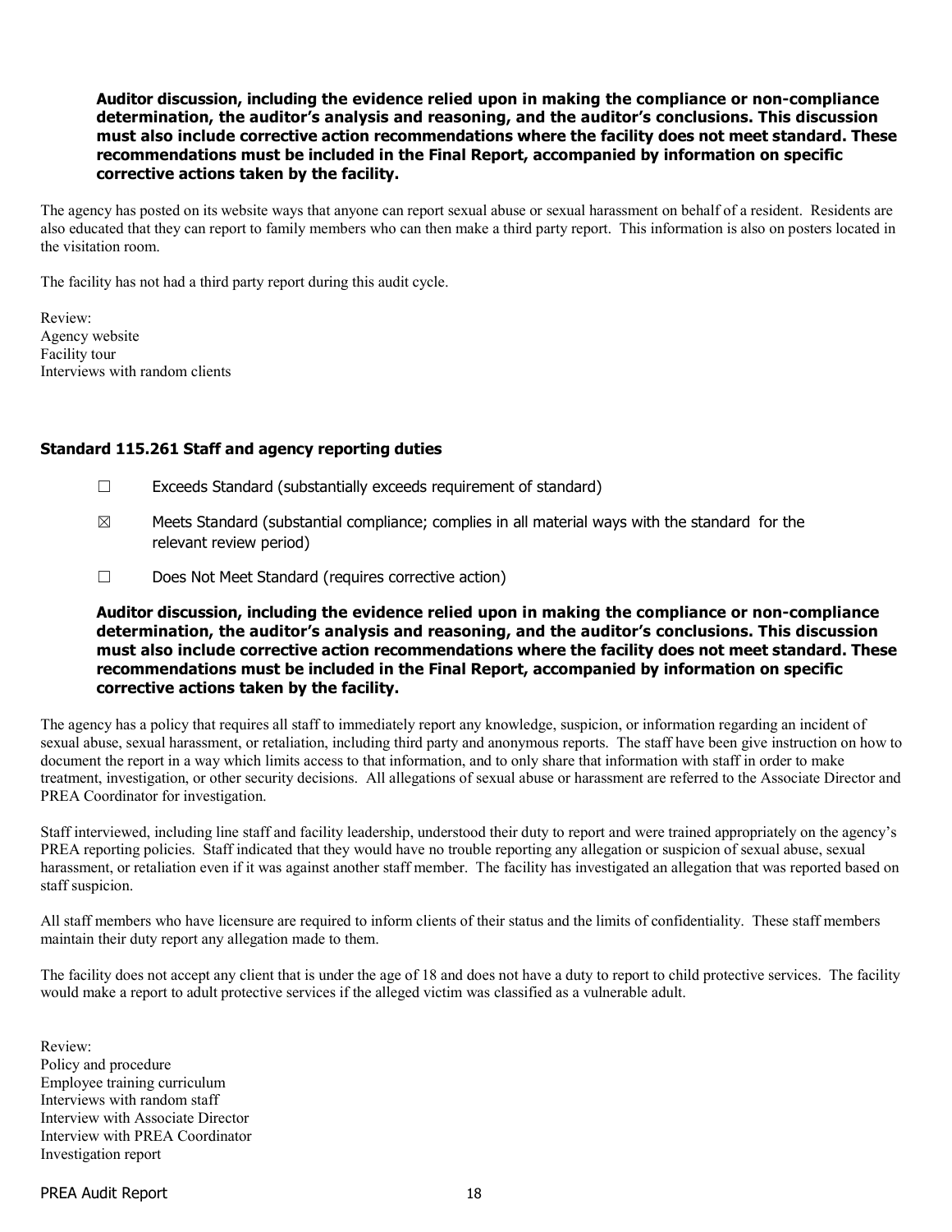**Auditor discussion, including the evidence relied upon in making the compliance or non-compliance determination, the auditor's analysis and reasoning, and the auditor's conclusions. This discussion must also include corrective action recommendations where the facility does not meet standard. These recommendations must be included in the Final Report, accompanied by information on specific corrective actions taken by the facility.**

The agency has posted on its website ways that anyone can report sexual abuse or sexual harassment on behalf of a resident. Residents are also educated that they can report to family members who can then make a third party report. This information is also on posters located in the visitation room.

The facility has not had a third party report during this audit cycle.

Review:
Agency website
Facility tour
Interviews with random clients

### Standard 115.261 Staff and agency reporting duties

☐ Exceeds Standard (substantially exceeds requirement of standard)

☒ Meets Standard (substantial compliance; complies in all material ways with the standard for the relevant review period)

☐ Does Not Meet Standard (requires corrective action)

**Auditor discussion, including the evidence relied upon in making the compliance or non-compliance determination, the auditor's analysis and reasoning, and the auditor's conclusions. This discussion must also include corrective action recommendations where the facility does not meet standard. These recommendations must be included in the Final Report, accompanied by information on specific corrective actions taken by the facility.**

The agency has a policy that requires all staff to immediately report any knowledge, suspicion, or information regarding an incident of sexual abuse, sexual harassment, or retaliation, including third party and anonymous reports. The staff have been give instruction on how to document the report in a way which limits access to that information, and to only share that information with staff in order to make treatment, investigation, or other security decisions. All allegations of sexual abuse or harassment are referred to the Associate Director and PREA Coordinator for investigation.

Staff interviewed, including line staff and facility leadership, understood their duty to report and were trained appropriately on the agency's PREA reporting policies. Staff indicated that they would have no trouble reporting any allegation or suspicion of sexual abuse, sexual harassment, or retaliation even if it was against another staff member. The facility has investigated an allegation that was reported based on staff suspicion.

All staff members who have licensure are required to inform clients of their status and the limits of confidentiality. These staff members maintain their duty report any allegation made to them.

The facility does not accept any client that is under the age of 18 and does not have a duty to report to child protective services. The facility would make a report to adult protective services if the alleged victim was classified as a vulnerable adult.

Review:
Policy and procedure
Employee training curriculum
Interviews with random staff
Interview with Associate Director
Interview with PREA Coordinator
Investigation report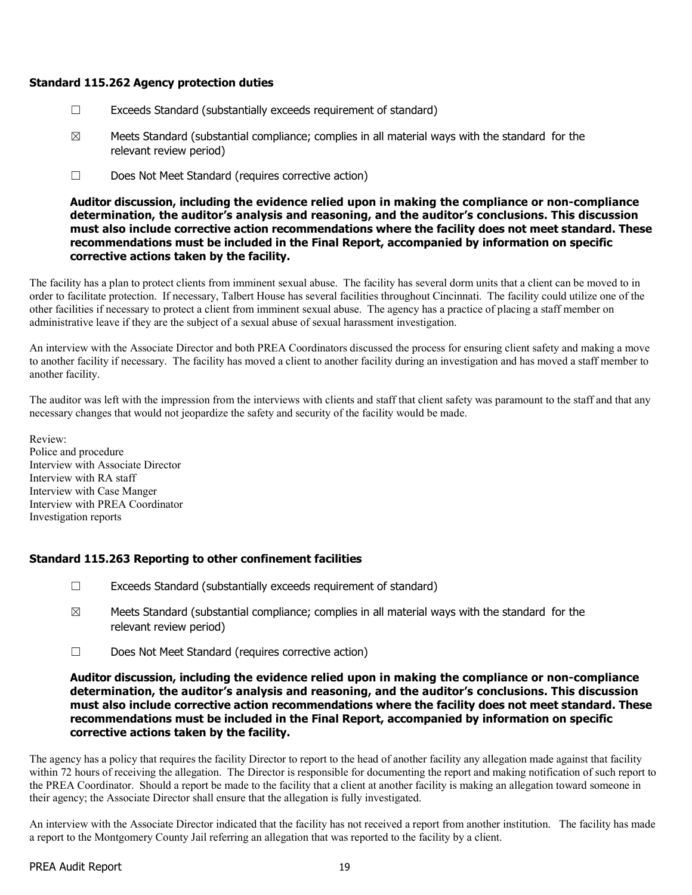### Standard 115.262 Agency protection duties

☐ Exceeds Standard (substantially exceeds requirement of standard)

☒ Meets Standard (substantial compliance; complies in all material ways with the standard for the relevant review period)

☐ Does Not Meet Standard (requires corrective action)

**Auditor discussion, including the evidence relied upon in making the compliance or non-compliance determination, the auditor's analysis and reasoning, and the auditor's conclusions. This discussion must also include corrective action recommendations where the facility does not meet standard. These recommendations must be included in the Final Report, accompanied by information on specific corrective actions taken by the facility.**

The facility has a plan to protect clients from imminent sexual abuse. The facility has several dorm units that a client can be moved to in order to facilitate protection. If necessary, Talbert House has several facilities throughout Cincinnati. The facility could utilize one of the other facilities if necessary to protect a client from imminent sexual abuse. The agency has a practice of placing a staff member on administrative leave if they are the subject of a sexual abuse of sexual harassment investigation.

An interview with the Associate Director and both PREA Coordinators discussed the process for ensuring client safety and making a move to another facility if necessary. The facility has moved a client to another facility during an investigation and has moved a staff member to another facility.

The auditor was left with the impression from the interviews with clients and staff that client safety was paramount to the staff and that any necessary changes that would not jeopardize the safety and security of the facility would be made.

Review:
Police and procedure
Interview with Associate Director
Interview with RA staff
Interview with Case Manger
Interview with PREA Coordinator
Investigation reports

### Standard 115.263 Reporting to other confinement facilities

☐ Exceeds Standard (substantially exceeds requirement of standard)

☒ Meets Standard (substantial compliance; complies in all material ways with the standard for the relevant review period)

☐ Does Not Meet Standard (requires corrective action)

**Auditor discussion, including the evidence relied upon in making the compliance or non-compliance determination, the auditor's analysis and reasoning, and the auditor's conclusions. This discussion must also include corrective action recommendations where the facility does not meet standard. These recommendations must be included in the Final Report, accompanied by information on specific corrective actions taken by the facility.**

The agency has a policy that requires the facility Director to report to the head of another facility any allegation made against that facility within 72 hours of receiving the allegation. The Director is responsible for documenting the report and making notification of such report to the PREA Coordinator. Should a report be made to the facility that a client at another facility is making an allegation toward someone in their agency; the Associate Director shall ensure that the allegation is fully investigated.

An interview with the Associate Director indicated that the facility has not received a report from another institution. The facility has made a report to the Montgomery County Jail referring an allegation that was reported to the facility by a client.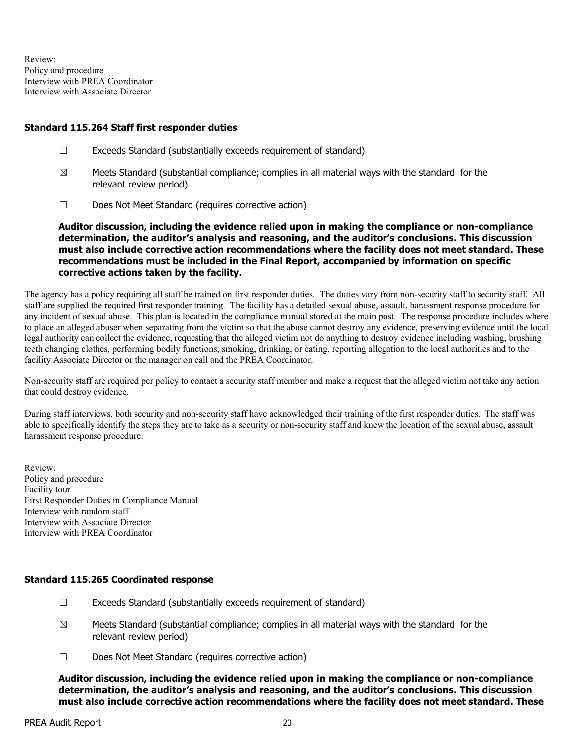Review:
Policy and procedure
Interview with PREA Coordinator
Interview with Associate Director

### Standard 115.264 Staff first responder duties

☐ Exceeds Standard (substantially exceeds requirement of standard)

☒ Meets Standard (substantial compliance; complies in all material ways with the standard for the relevant review period)

☐ Does Not Meet Standard (requires corrective action)

**Auditor discussion, including the evidence relied upon in making the compliance or non-compliance determination, the auditor's analysis and reasoning, and the auditor's conclusions. This discussion must also include corrective action recommendations where the facility does not meet standard. These recommendations must be included in the Final Report, accompanied by information on specific corrective actions taken by the facility.**

The agency has a policy requiring all staff be trained on first responder duties. The duties vary from non-security staff to security staff. All staff are supplied the required first responder training. The facility has a detailed sexual abuse, assault, harassment response procedure for any incident of sexual abuse. This plan is located in the compliance manual stored at the main post. The response procedure includes where to place an alleged abuser when separating from the victim so that the abuse cannot destroy any evidence, preserving evidence until the local legal authority can collect the evidence, requesting that the alleged victim not do anything to destroy evidence including washing, brushing teeth changing clothes, performing bodily functions, smoking, drinking, or eating, reporting allegation to the local authorities and to the facility Associate Director or the manager on call and the PREA Coordinator.

Non-security staff are required per policy to contact a security staff member and make a request that the alleged victim not take any action that could destroy evidence.

During staff interviews, both security and non-security staff have acknowledged their training of the first responder duties. The staff was able to specifically identify the steps they are to take as a security or non-security staff and knew the location of the sexual abuse, assault harassment response procedure.

Review:
Policy and procedure
Facility tour
First Responder Duties in Compliance Manual
Interview with random staff
Interview with Associate Director
Interview with PREA Coordinator

### Standard 115.265 Coordinated response

☐ Exceeds Standard (substantially exceeds requirement of standard)

☒ Meets Standard (substantial compliance; complies in all material ways with the standard for the relevant review period)

☐ Does Not Meet Standard (requires corrective action)

**Auditor discussion, including the evidence relied upon in making the compliance or non-compliance determination, the auditor's analysis and reasoning, and the auditor's conclusions. This discussion must also include corrective action recommendations where the facility does not meet standard. These**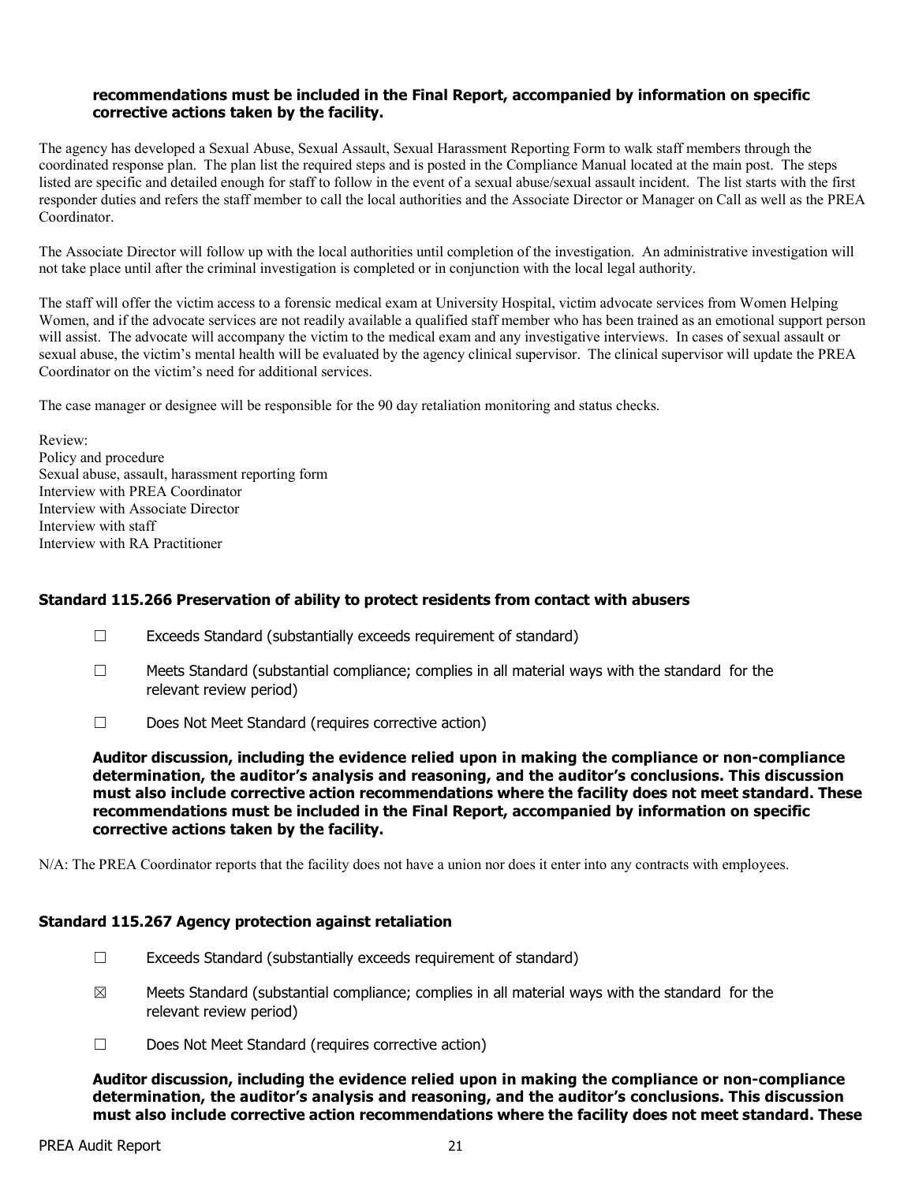**recommendations must be included in the Final Report, accompanied by information on specific corrective actions taken by the facility.**

The agency has developed a Sexual Abuse, Sexual Assault, Sexual Harassment Reporting Form to walk staff members through the coordinated response plan. The plan list the required steps and is posted in the Compliance Manual located at the main post. The steps listed are specific and detailed enough for staff to follow in the event of a sexual abuse/sexual assault incident. The list starts with the first responder duties and refers the staff member to call the local authorities and the Associate Director or Manager on Call as well as the PREA Coordinator.

The Associate Director will follow up with the local authorities until completion of the investigation. An administrative investigation will not take place until after the criminal investigation is completed or in conjunction with the local legal authority.

The staff will offer the victim access to a forensic medical exam at University Hospital, victim advocate services from Women Helping Women, and if the advocate services are not readily available a qualified staff member who has been trained as an emotional support person will assist. The advocate will accompany the victim to the medical exam and any investigative interviews. In cases of sexual assault or sexual abuse, the victim's mental health will be evaluated by the agency clinical supervisor. The clinical supervisor will update the PREA Coordinator on the victim's need for additional services.

The case manager or designee will be responsible for the 90 day retaliation monitoring and status checks.

Review:
Policy and procedure
Sexual abuse, assault, harassment reporting form
Interview with PREA Coordinator
Interview with Associate Director
Interview with staff
Interview with RA Practitioner

### Standard 115.266 Preservation of ability to protect residents from contact with abusers

☐ Exceeds Standard (substantially exceeds requirement of standard)

☐ Meets Standard (substantial compliance; complies in all material ways with the standard for the relevant review period)

☐ Does Not Meet Standard (requires corrective action)

**Auditor discussion, including the evidence relied upon in making the compliance or non-compliance determination, the auditor's analysis and reasoning, and the auditor's conclusions. This discussion must also include corrective action recommendations where the facility does not meet standard. These recommendations must be included in the Final Report, accompanied by information on specific corrective actions taken by the facility.**

N/A: The PREA Coordinator reports that the facility does not have a union nor does it enter into any contracts with employees.

### Standard 115.267 Agency protection against retaliation

☐ Exceeds Standard (substantially exceeds requirement of standard)

☒ Meets Standard (substantial compliance; complies in all material ways with the standard for the relevant review period)

☐ Does Not Meet Standard (requires corrective action)

**Auditor discussion, including the evidence relied upon in making the compliance or non-compliance determination, the auditor's analysis and reasoning, and the auditor's conclusions. This discussion must also include corrective action recommendations where the facility does not meet standard. These**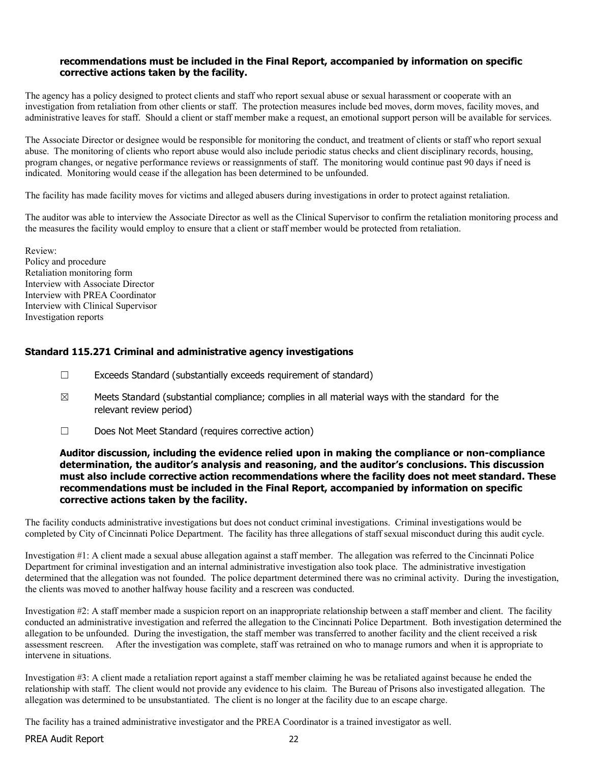**recommendations must be included in the Final Report, accompanied by information on specific corrective actions taken by the facility.**

The agency has a policy designed to protect clients and staff who report sexual abuse or sexual harassment or cooperate with an investigation from retaliation from other clients or staff. The protection measures include bed moves, dorm moves, facility moves, and administrative leaves for staff. Should a client or staff member make a request, an emotional support person will be available for services.

The Associate Director or designee would be responsible for monitoring the conduct, and treatment of clients or staff who report sexual abuse. The monitoring of clients who report abuse would also include periodic status checks and client disciplinary records, housing, program changes, or negative performance reviews or reassignments of staff. The monitoring would continue past 90 days if need is indicated. Monitoring would cease if the allegation has been determined to be unfounded.

The facility has made facility moves for victims and alleged abusers during investigations in order to protect against retaliation.

The auditor was able to interview the Associate Director as well as the Clinical Supervisor to confirm the retaliation monitoring process and the measures the facility would employ to ensure that a client or staff member would be protected from retaliation.

Review:
Policy and procedure
Retaliation monitoring form
Interview with Associate Director
Interview with PREA Coordinator
Interview with Clinical Supervisor
Investigation reports

### Standard 115.271 Criminal and administrative agency investigations

☐ Exceeds Standard (substantially exceeds requirement of standard)

☒ Meets Standard (substantial compliance; complies in all material ways with the standard for the relevant review period)

☐ Does Not Meet Standard (requires corrective action)

**Auditor discussion, including the evidence relied upon in making the compliance or non-compliance determination, the auditor's analysis and reasoning, and the auditor's conclusions. This discussion must also include corrective action recommendations where the facility does not meet standard. These recommendations must be included in the Final Report, accompanied by information on specific corrective actions taken by the facility.**

The facility conducts administrative investigations but does not conduct criminal investigations. Criminal investigations would be completed by City of Cincinnati Police Department. The facility has three allegations of staff sexual misconduct during this audit cycle.

Investigation #1: A client made a sexual abuse allegation against a staff member. The allegation was referred to the Cincinnati Police Department for criminal investigation and an internal administrative investigation also took place. The administrative investigation determined that the allegation was not founded. The police department determined there was no criminal activity. During the investigation, the clients was moved to another halfway house facility and a rescreen was conducted.

Investigation #2: A staff member made a suspicion report on an inappropriate relationship between a staff member and client. The facility conducted an administrative investigation and referred the allegation to the Cincinnati Police Department. Both investigation determined the allegation to be unfounded. During the investigation, the staff member was transferred to another facility and the client received a risk assessment rescreen. After the investigation was complete, staff was retrained on who to manage rumors and when it is appropriate to intervene in situations.

Investigation #3: A client made a retaliation report against a staff member claiming he was be retaliated against because he ended the relationship with staff. The client would not provide any evidence to his claim. The Bureau of Prisons also investigated allegation. The allegation was determined to be unsubstantiated. The client is no longer at the facility due to an escape charge.

The facility has a trained administrative investigator and the PREA Coordinator is a trained investigator as well.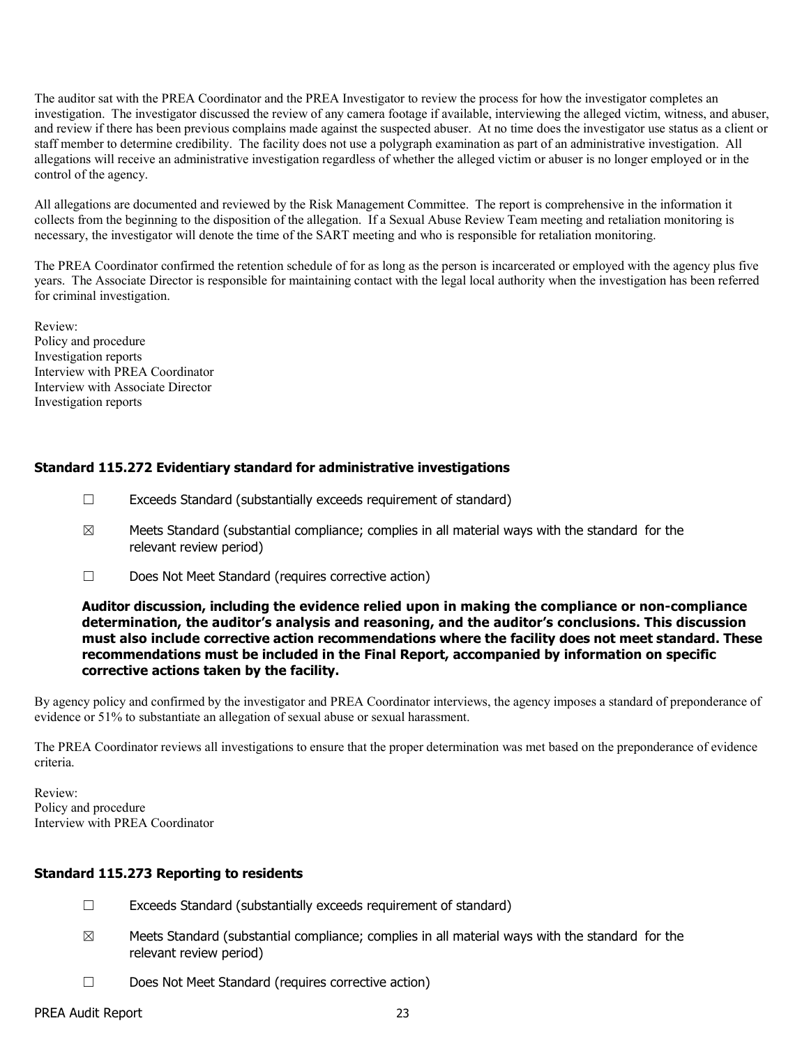The auditor sat with the PREA Coordinator and the PREA Investigator to review the process for how the investigator completes an investigation. The investigator discussed the review of any camera footage if available, interviewing the alleged victim, witness, and abuser, and review if there has been previous complains made against the suspected abuser. At no time does the investigator use status as a client or staff member to determine credibility. The facility does not use a polygraph examination as part of an administrative investigation. All allegations will receive an administrative investigation regardless of whether the alleged victim or abuser is no longer employed or in the control of the agency.

All allegations are documented and reviewed by the Risk Management Committee. The report is comprehensive in the information it collects from the beginning to the disposition of the allegation. If a Sexual Abuse Review Team meeting and retaliation monitoring is necessary, the investigator will denote the time of the SART meeting and who is responsible for retaliation monitoring.

The PREA Coordinator confirmed the retention schedule of for as long as the person is incarcerated or employed with the agency plus five years. The Associate Director is responsible for maintaining contact with the legal local authority when the investigation has been referred for criminal investigation.

Review:
Policy and procedure
Investigation reports
Interview with PREA Coordinator
Interview with Associate Director
Investigation reports

### Standard 115.272 Evidentiary standard for administrative investigations

☐ Exceeds Standard (substantially exceeds requirement of standard)

☒ Meets Standard (substantial compliance; complies in all material ways with the standard for the relevant review period)

☐ Does Not Meet Standard (requires corrective action)

**Auditor discussion, including the evidence relied upon in making the compliance or non-compliance determination, the auditor's analysis and reasoning, and the auditor's conclusions. This discussion must also include corrective action recommendations where the facility does not meet standard. These recommendations must be included in the Final Report, accompanied by information on specific corrective actions taken by the facility.**

By agency policy and confirmed by the investigator and PREA Coordinator interviews, the agency imposes a standard of preponderance of evidence or 51% to substantiate an allegation of sexual abuse or sexual harassment.

The PREA Coordinator reviews all investigations to ensure that the proper determination was met based on the preponderance of evidence criteria.

Review:
Policy and procedure
Interview with PREA Coordinator

### Standard 115.273 Reporting to residents

☐ Exceeds Standard (substantially exceeds requirement of standard)

☒ Meets Standard (substantial compliance; complies in all material ways with the standard for the relevant review period)

☐ Does Not Meet Standard (requires corrective action)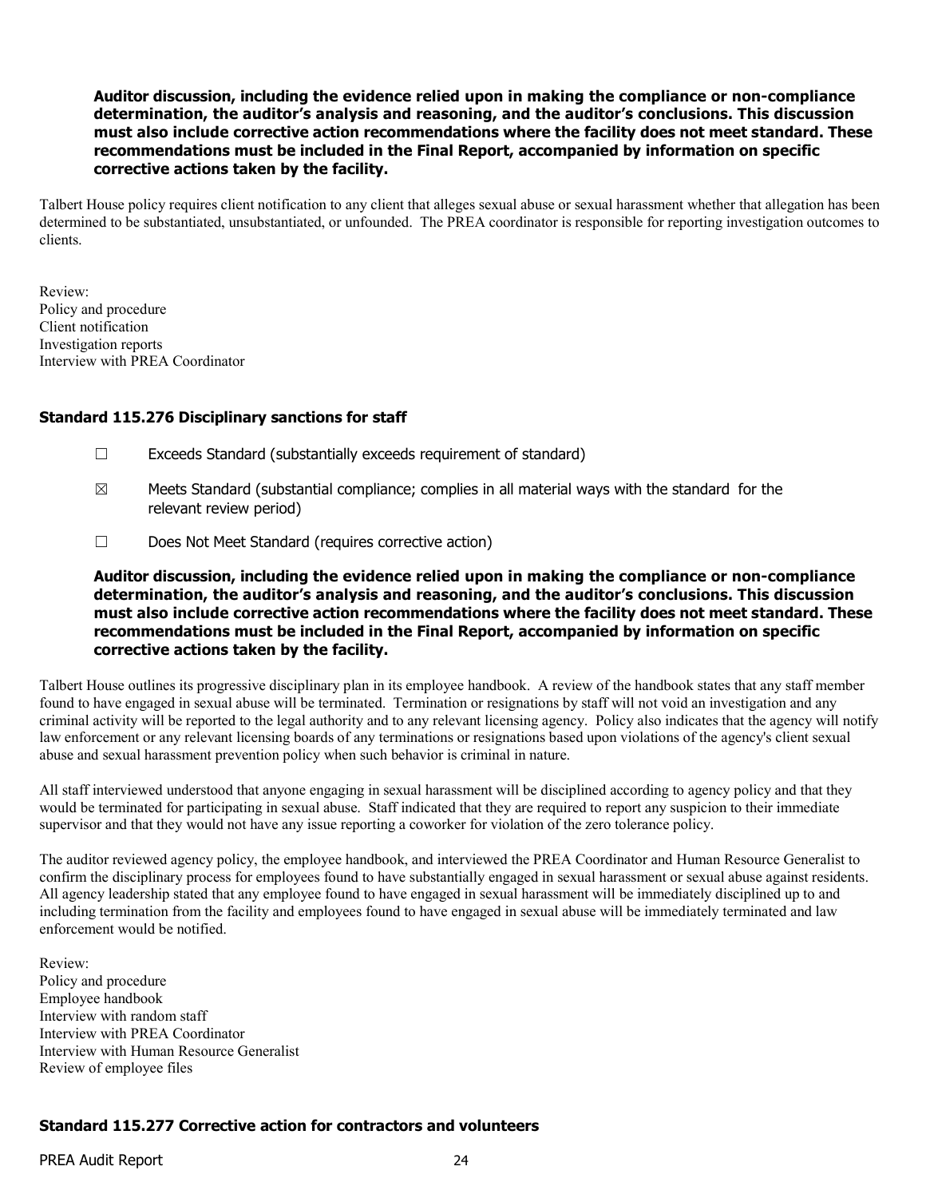**Auditor discussion, including the evidence relied upon in making the compliance or non-compliance determination, the auditor's analysis and reasoning, and the auditor's conclusions. This discussion must also include corrective action recommendations where the facility does not meet standard. These recommendations must be included in the Final Report, accompanied by information on specific corrective actions taken by the facility.**

Talbert House policy requires client notification to any client that alleges sexual abuse or sexual harassment whether that allegation has been determined to be substantiated, unsubstantiated, or unfounded. The PREA coordinator is responsible for reporting investigation outcomes to clients.

Review:
Policy and procedure
Client notification
Investigation reports
Interview with PREA Coordinator

### Standard 115.276 Disciplinary sanctions for staff

☐ Exceeds Standard (substantially exceeds requirement of standard)

☒ Meets Standard (substantial compliance; complies in all material ways with the standard for the relevant review period)

☐ Does Not Meet Standard (requires corrective action)

**Auditor discussion, including the evidence relied upon in making the compliance or non-compliance determination, the auditor's analysis and reasoning, and the auditor's conclusions. This discussion must also include corrective action recommendations where the facility does not meet standard. These recommendations must be included in the Final Report, accompanied by information on specific corrective actions taken by the facility.**

Talbert House outlines its progressive disciplinary plan in its employee handbook. A review of the handbook states that any staff member found to have engaged in sexual abuse will be terminated. Termination or resignations by staff will not void an investigation and any criminal activity will be reported to the legal authority and to any relevant licensing agency. Policy also indicates that the agency will notify law enforcement or any relevant licensing boards of any terminations or resignations based upon violations of the agency's client sexual abuse and sexual harassment prevention policy when such behavior is criminal in nature.

All staff interviewed understood that anyone engaging in sexual harassment will be disciplined according to agency policy and that they would be terminated for participating in sexual abuse. Staff indicated that they are required to report any suspicion to their immediate supervisor and that they would not have any issue reporting a coworker for violation of the zero tolerance policy.

The auditor reviewed agency policy, the employee handbook, and interviewed the PREA Coordinator and Human Resource Generalist to confirm the disciplinary process for employees found to have substantially engaged in sexual harassment or sexual abuse against residents. All agency leadership stated that any employee found to have engaged in sexual harassment will be immediately disciplined up to and including termination from the facility and employees found to have engaged in sexual abuse will be immediately terminated and law enforcement would be notified.

Review:
Policy and procedure
Employee handbook
Interview with random staff
Interview with PREA Coordinator
Interview with Human Resource Generalist
Review of employee files

### Standard 115.277 Corrective action for contractors and volunteers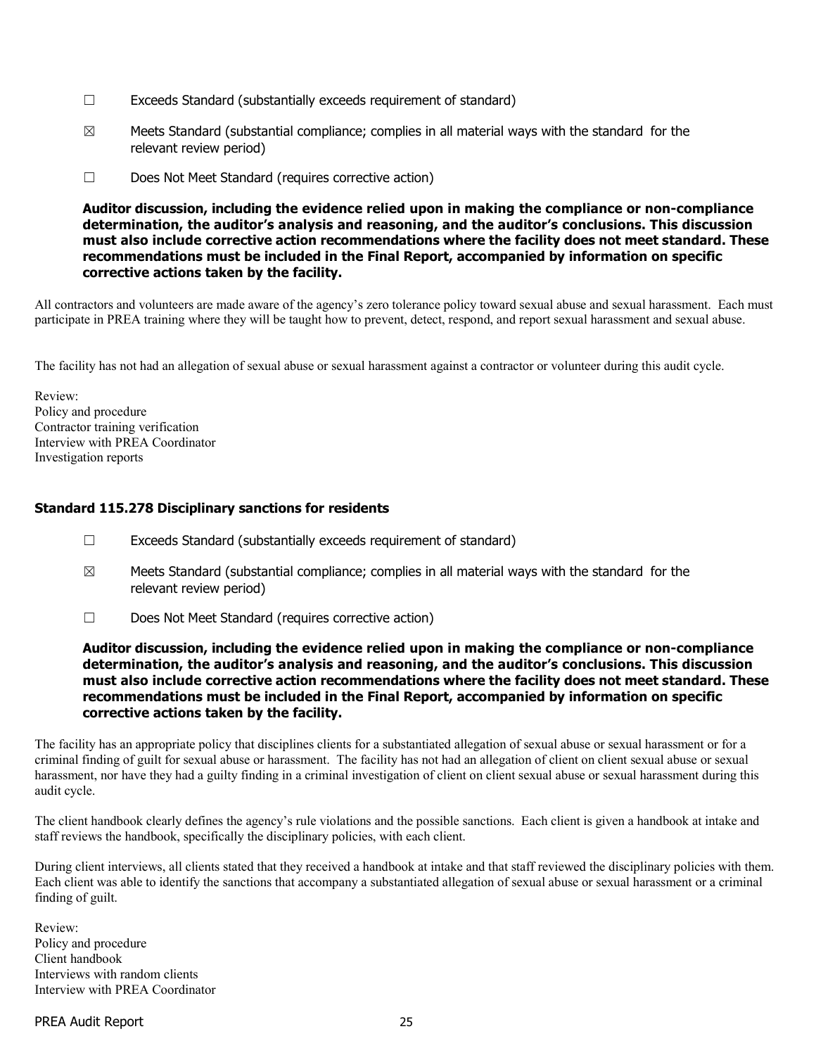☐ Exceeds Standard (substantially exceeds requirement of standard)

☒ Meets Standard (substantial compliance; complies in all material ways with the standard for the relevant review period)

☐ Does Not Meet Standard (requires corrective action)

**Auditor discussion, including the evidence relied upon in making the compliance or non-compliance determination, the auditor's analysis and reasoning, and the auditor's conclusions. This discussion must also include corrective action recommendations where the facility does not meet standard. These recommendations must be included in the Final Report, accompanied by information on specific corrective actions taken by the facility.**

All contractors and volunteers are made aware of the agency's zero tolerance policy toward sexual abuse and sexual harassment. Each must participate in PREA training where they will be taught how to prevent, detect, respond, and report sexual harassment and sexual abuse.

The facility has not had an allegation of sexual abuse or sexual harassment against a contractor or volunteer during this audit cycle.

Review:
Policy and procedure
Contractor training verification
Interview with PREA Coordinator
Investigation reports

### Standard 115.278 Disciplinary sanctions for residents

☐ Exceeds Standard (substantially exceeds requirement of standard)

☒ Meets Standard (substantial compliance; complies in all material ways with the standard for the relevant review period)

☐ Does Not Meet Standard (requires corrective action)

**Auditor discussion, including the evidence relied upon in making the compliance or non-compliance determination, the auditor's analysis and reasoning, and the auditor's conclusions. This discussion must also include corrective action recommendations where the facility does not meet standard. These recommendations must be included in the Final Report, accompanied by information on specific corrective actions taken by the facility.**

The facility has an appropriate policy that disciplines clients for a substantiated allegation of sexual abuse or sexual harassment or for a criminal finding of guilt for sexual abuse or harassment. The facility has not had an allegation of client on client sexual abuse or sexual harassment, nor have they had a guilty finding in a criminal investigation of client on client sexual abuse or sexual harassment during this audit cycle.

The client handbook clearly defines the agency's rule violations and the possible sanctions. Each client is given a handbook at intake and staff reviews the handbook, specifically the disciplinary policies, with each client.

During client interviews, all clients stated that they received a handbook at intake and that staff reviewed the disciplinary policies with them. Each client was able to identify the sanctions that accompany a substantiated allegation of sexual abuse or sexual harassment or a criminal finding of guilt.

Review:
Policy and procedure
Client handbook
Interviews with random clients
Interview with PREA Coordinator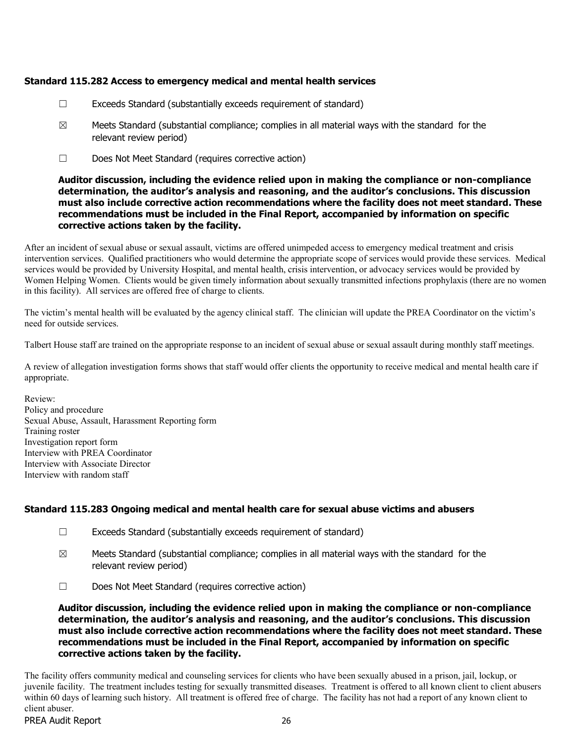### Standard 115.282 Access to emergency medical and mental health services

☐ Exceeds Standard (substantially exceeds requirement of standard)

☒ Meets Standard (substantial compliance; complies in all material ways with the standard for the relevant review period)

☐ Does Not Meet Standard (requires corrective action)

**Auditor discussion, including the evidence relied upon in making the compliance or non-compliance determination, the auditor's analysis and reasoning, and the auditor's conclusions. This discussion must also include corrective action recommendations where the facility does not meet standard. These recommendations must be included in the Final Report, accompanied by information on specific corrective actions taken by the facility.**

After an incident of sexual abuse or sexual assault, victims are offered unimpeded access to emergency medical treatment and crisis intervention services. Qualified practitioners who would determine the appropriate scope of services would provide these services. Medical services would be provided by University Hospital, and mental health, crisis intervention, or advocacy services would be provided by Women Helping Women. Clients would be given timely information about sexually transmitted infections prophylaxis (there are no women in this facility). All services are offered free of charge to clients.

The victim's mental health will be evaluated by the agency clinical staff. The clinician will update the PREA Coordinator on the victim's need for outside services.

Talbert House staff are trained on the appropriate response to an incident of sexual abuse or sexual assault during monthly staff meetings.

A review of allegation investigation forms shows that staff would offer clients the opportunity to receive medical and mental health care if appropriate.

Review:
Policy and procedure
Sexual Abuse, Assault, Harassment Reporting form
Training roster
Investigation report form
Interview with PREA Coordinator
Interview with Associate Director
Interview with random staff

### Standard 115.283 Ongoing medical and mental health care for sexual abuse victims and abusers

☐ Exceeds Standard (substantially exceeds requirement of standard)

☒ Meets Standard (substantial compliance; complies in all material ways with the standard for the relevant review period)

☐ Does Not Meet Standard (requires corrective action)

**Auditor discussion, including the evidence relied upon in making the compliance or non-compliance determination, the auditor's analysis and reasoning, and the auditor's conclusions. This discussion must also include corrective action recommendations where the facility does not meet standard. These recommendations must be included in the Final Report, accompanied by information on specific corrective actions taken by the facility.**

The facility offers community medical and counseling services for clients who have been sexually abused in a prison, jail, lockup, or juvenile facility. The treatment includes testing for sexually transmitted diseases. Treatment is offered to all known client to client abusers within 60 days of learning such history. All treatment is offered free of charge. The facility has not had a report of any known client to client abuser.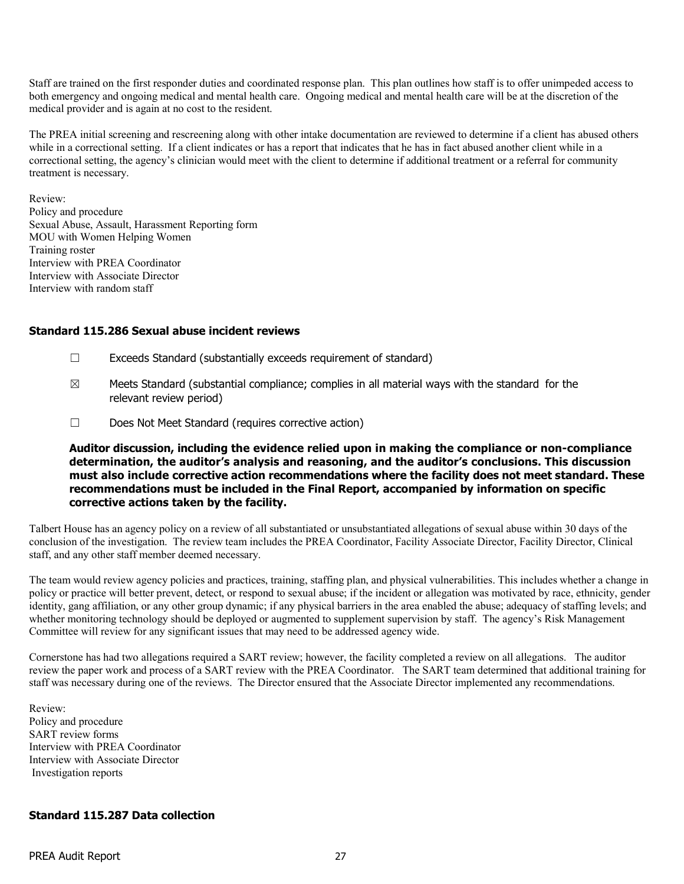Staff are trained on the first responder duties and coordinated response plan. This plan outlines how staff is to offer unimpeded access to both emergency and ongoing medical and mental health care. Ongoing medical and mental health care will be at the discretion of the medical provider and is again at no cost to the resident.

The PREA initial screening and rescreening along with other intake documentation are reviewed to determine if a client has abused others while in a correctional setting. If a client indicates or has a report that indicates that he has in fact abused another client while in a correctional setting, the agency's clinician would meet with the client to determine if additional treatment or a referral for community treatment is necessary.

Review:
Policy and procedure
Sexual Abuse, Assault, Harassment Reporting form
MOU with Women Helping Women
Training roster
Interview with PREA Coordinator
Interview with Associate Director
Interview with random staff

### Standard 115.286 Sexual abuse incident reviews

☐ Exceeds Standard (substantially exceeds requirement of standard)

☒ Meets Standard (substantial compliance; complies in all material ways with the standard for the relevant review period)

☐ Does Not Meet Standard (requires corrective action)

**Auditor discussion, including the evidence relied upon in making the compliance or non-compliance determination, the auditor's analysis and reasoning, and the auditor's conclusions. This discussion must also include corrective action recommendations where the facility does not meet standard. These recommendations must be included in the Final Report, accompanied by information on specific corrective actions taken by the facility.**

Talbert House has an agency policy on a review of all substantiated or unsubstantiated allegations of sexual abuse within 30 days of the conclusion of the investigation. The review team includes the PREA Coordinator, Facility Associate Director, Facility Director, Clinical staff, and any other staff member deemed necessary.

The team would review agency policies and practices, training, staffing plan, and physical vulnerabilities. This includes whether a change in policy or practice will better prevent, detect, or respond to sexual abuse; if the incident or allegation was motivated by race, ethnicity, gender identity, gang affiliation, or any other group dynamic; if any physical barriers in the area enabled the abuse; adequacy of staffing levels; and whether monitoring technology should be deployed or augmented to supplement supervision by staff. The agency's Risk Management Committee will review for any significant issues that may need to be addressed agency wide.

Cornerstone has had two allegations required a SART review; however, the facility completed a review on all allegations. The auditor review the paper work and process of a SART review with the PREA Coordinator. The SART team determined that additional training for staff was necessary during one of the reviews. The Director ensured that the Associate Director implemented any recommendations.

Review:
Policy and procedure
SART review forms
Interview with PREA Coordinator
Interview with Associate Director
Investigation reports

### Standard 115.287 Data collection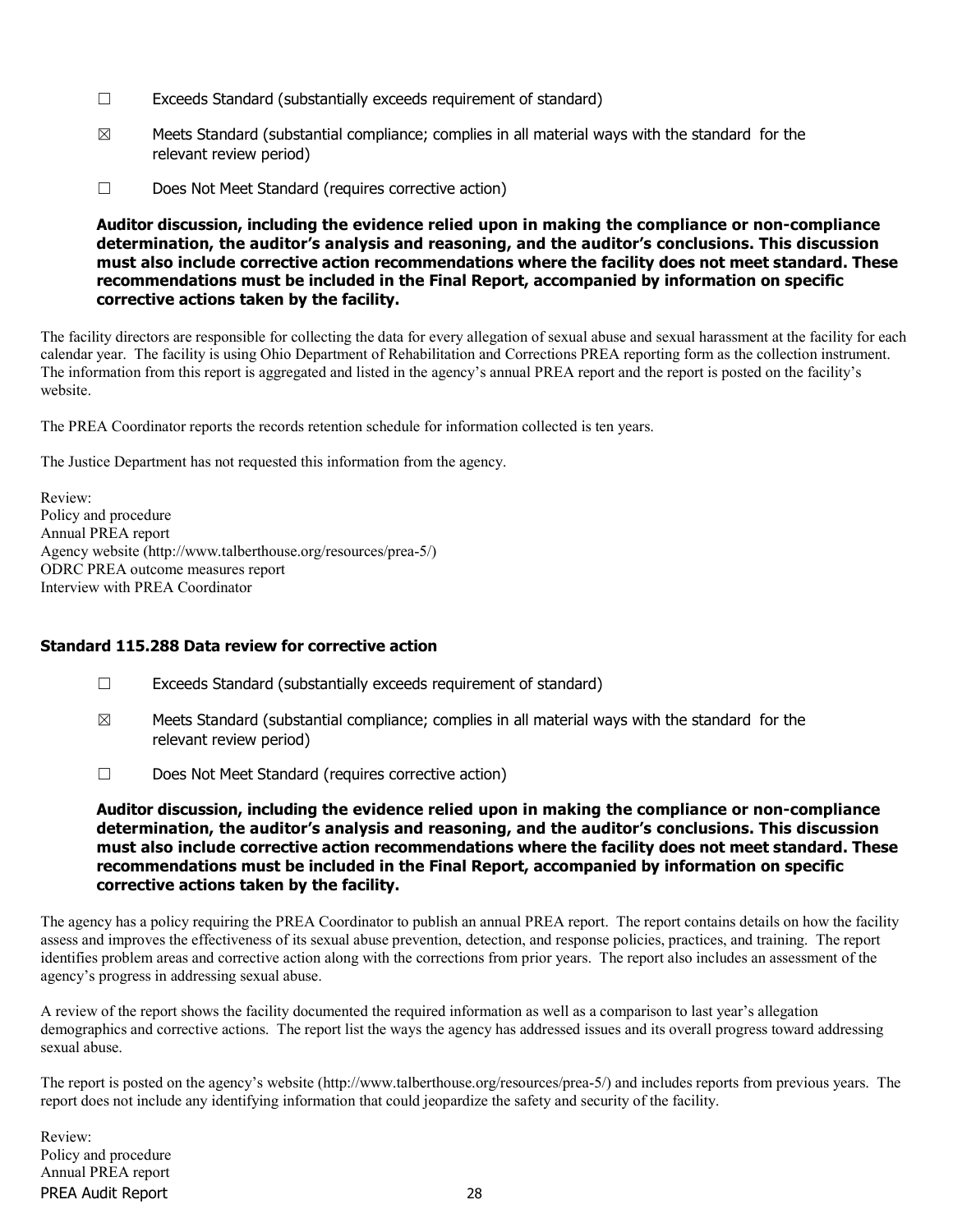☐ Exceeds Standard (substantially exceeds requirement of standard)

☒ Meets Standard (substantial compliance; complies in all material ways with the standard for the relevant review period)

☐ Does Not Meet Standard (requires corrective action)

**Auditor discussion, including the evidence relied upon in making the compliance or non-compliance determination, the auditor's analysis and reasoning, and the auditor's conclusions. This discussion must also include corrective action recommendations where the facility does not meet standard. These recommendations must be included in the Final Report, accompanied by information on specific corrective actions taken by the facility.**

The facility directors are responsible for collecting the data for every allegation of sexual abuse and sexual harassment at the facility for each calendar year. The facility is using Ohio Department of Rehabilitation and Corrections PREA reporting form as the collection instrument. The information from this report is aggregated and listed in the agency's annual PREA report and the report is posted on the facility's website.

The PREA Coordinator reports the records retention schedule for information collected is ten years.

The Justice Department has not requested this information from the agency.

Review:
Policy and procedure
Annual PREA report
Agency website (http://www.talberthouse.org/resources/prea-5/)
ODRC PREA outcome measures report
Interview with PREA Coordinator

### Standard 115.288 Data review for corrective action

☐ Exceeds Standard (substantially exceeds requirement of standard)

☒ Meets Standard (substantial compliance; complies in all material ways with the standard for the relevant review period)

☐ Does Not Meet Standard (requires corrective action)

**Auditor discussion, including the evidence relied upon in making the compliance or non-compliance determination, the auditor's analysis and reasoning, and the auditor's conclusions. This discussion must also include corrective action recommendations where the facility does not meet standard. These recommendations must be included in the Final Report, accompanied by information on specific corrective actions taken by the facility.**

The agency has a policy requiring the PREA Coordinator to publish an annual PREA report. The report contains details on how the facility assess and improves the effectiveness of its sexual abuse prevention, detection, and response policies, practices, and training. The report identifies problem areas and corrective action along with the corrections from prior years. The report also includes an assessment of the agency's progress in addressing sexual abuse.

A review of the report shows the facility documented the required information as well as a comparison to last year's allegation demographics and corrective actions. The report list the ways the agency has addressed issues and its overall progress toward addressing sexual abuse.

The report is posted on the agency's website (http://www.talberthouse.org/resources/prea-5/) and includes reports from previous years. The report does not include any identifying information that could jeopardize the safety and security of the facility.

Review:
Policy and procedure
Annual PREA report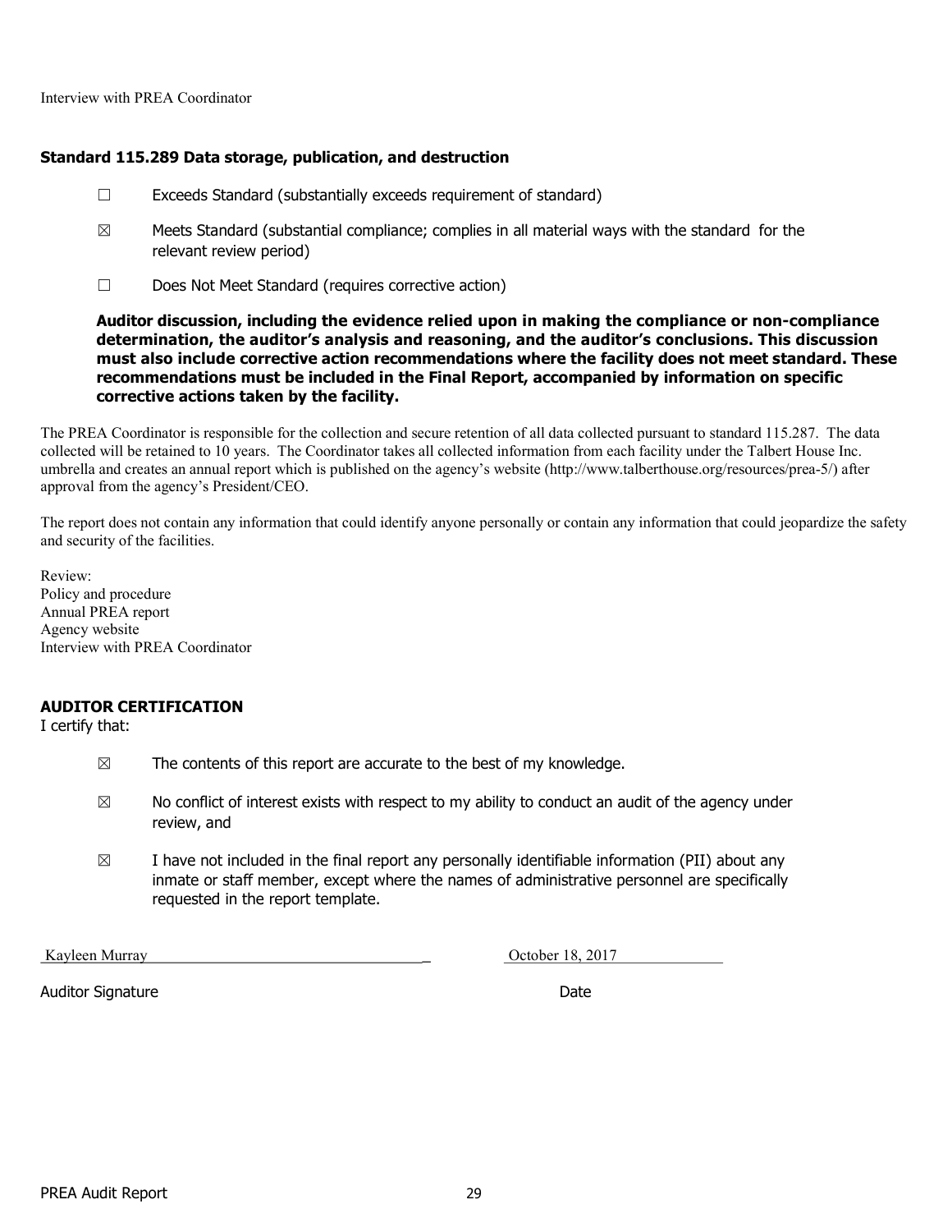Interview with PREA Coordinator

### Standard 115.289 Data storage, publication, and destruction

- ☐ Exceeds Standard (substantially exceeds requirement of standard)
- ☒ Meets Standard (substantial compliance; complies in all material ways with the standard for the relevant review period)
- ☐ Does Not Meet Standard (requires corrective action)

**Auditor discussion, including the evidence relied upon in making the compliance or non-compliance determination, the auditor's analysis and reasoning, and the auditor's conclusions. This discussion must also include corrective action recommendations where the facility does not meet standard. These recommendations must be included in the Final Report, accompanied by information on specific corrective actions taken by the facility.**

The PREA Coordinator is responsible for the collection and secure retention of all data collected pursuant to standard 115.287. The data collected will be retained to 10 years. The Coordinator takes all collected information from each facility under the Talbert House Inc. umbrella and creates an annual report which is published on the agency's website (http://www.talberthouse.org/resources/prea-5/) after approval from the agency's President/CEO.

The report does not contain any information that could identify anyone personally or contain any information that could jeopardize the safety and security of the facilities.

Review:
Policy and procedure
Annual PREA report
Agency website
Interview with PREA Coordinator

### AUDITOR CERTIFICATION

I certify that:

- ☒ The contents of this report are accurate to the best of my knowledge.
- ☒ No conflict of interest exists with respect to my ability to conduct an audit of the agency under review, and
- ☒ I have not included in the final report any personally identifiable information (PII) about any inmate or staff member, except where the names of administrative personnel are specifically requested in the report template.

Kayleen Murray &nbsp;&nbsp;&nbsp;&nbsp;&nbsp;&nbsp;&nbsp;&nbsp; October 18, 2017

Auditor Signature &nbsp;&nbsp;&nbsp;&nbsp;&nbsp;&nbsp;&nbsp;&nbsp; Date